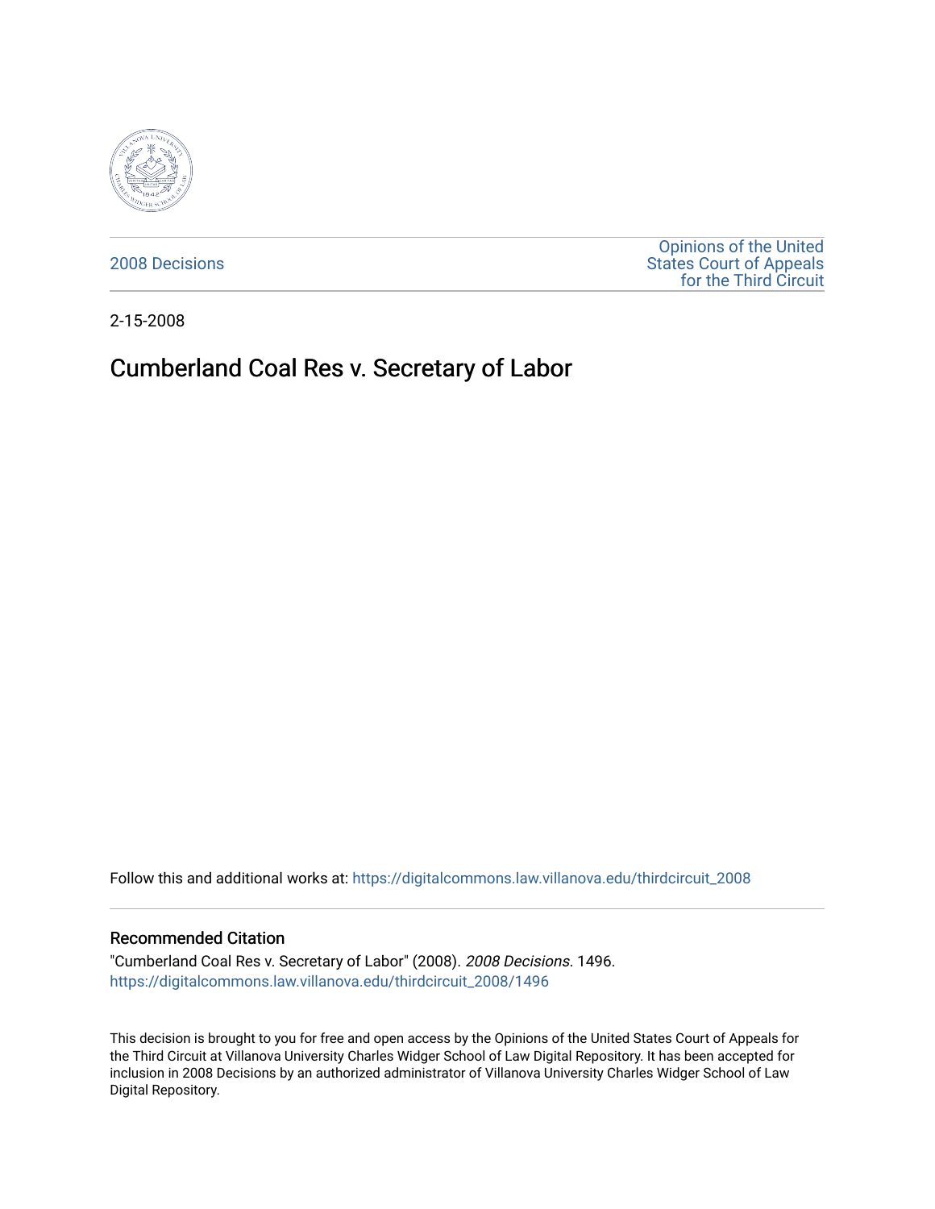2008 Decisions

Opinions of the United States Court of Appeals for the Third Circuit

2-15-2008

# Cumberland Coal Res v. Secretary of Labor

Follow this and additional works at: https://digitalcommons.law.villanova.edu/thirdcircuit_2008

## Recommended Citation

"Cumberland Coal Res v. Secretary of Labor" (2008). *2008 Decisions*. 1496.
https://digitalcommons.law.villanova.edu/thirdcircuit_2008/1496

This decision is brought to you for free and open access by the Opinions of the United States Court of Appeals for the Third Circuit at Villanova University Charles Widger School of Law Digital Repository. It has been accepted for inclusion in 2008 Decisions by an authorized administrator of Villanova University Charles Widger School of Law Digital Repository.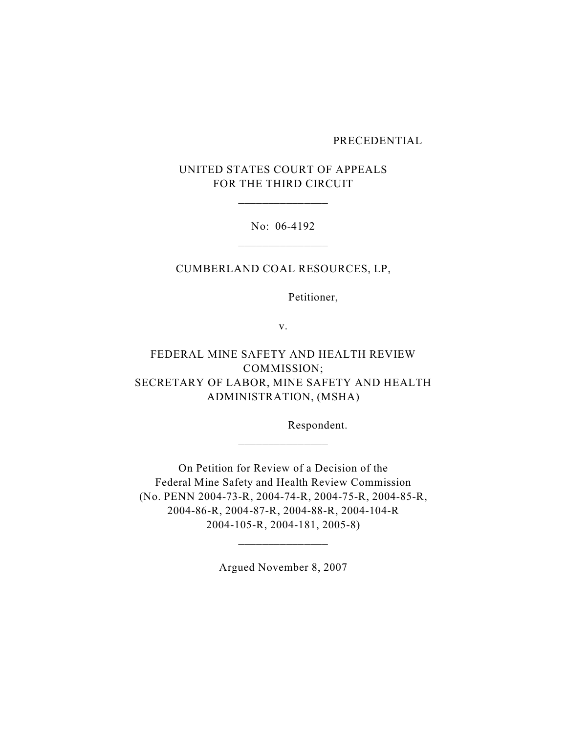PRECEDENTIAL

UNITED STATES COURT OF APPEALS
FOR THE THIRD CIRCUIT

---

No: 06-4192

---

CUMBERLAND COAL RESOURCES, LP,

Petitioner,

v.

FEDERAL MINE SAFETY AND HEALTH REVIEW COMMISSION;
SECRETARY OF LABOR, MINE SAFETY AND HEALTH ADMINISTRATION, (MSHA)

Respondent.

---

On Petition for Review of a Decision of the
Federal Mine Safety and Health Review Commission
(No. PENN 2004-73-R, 2004-74-R, 2004-75-R, 2004-85-R,
2004-86-R, 2004-87-R, 2004-88-R, 2004-104-R
2004-105-R, 2004-181, 2005-8)

---

Argued November 8, 2007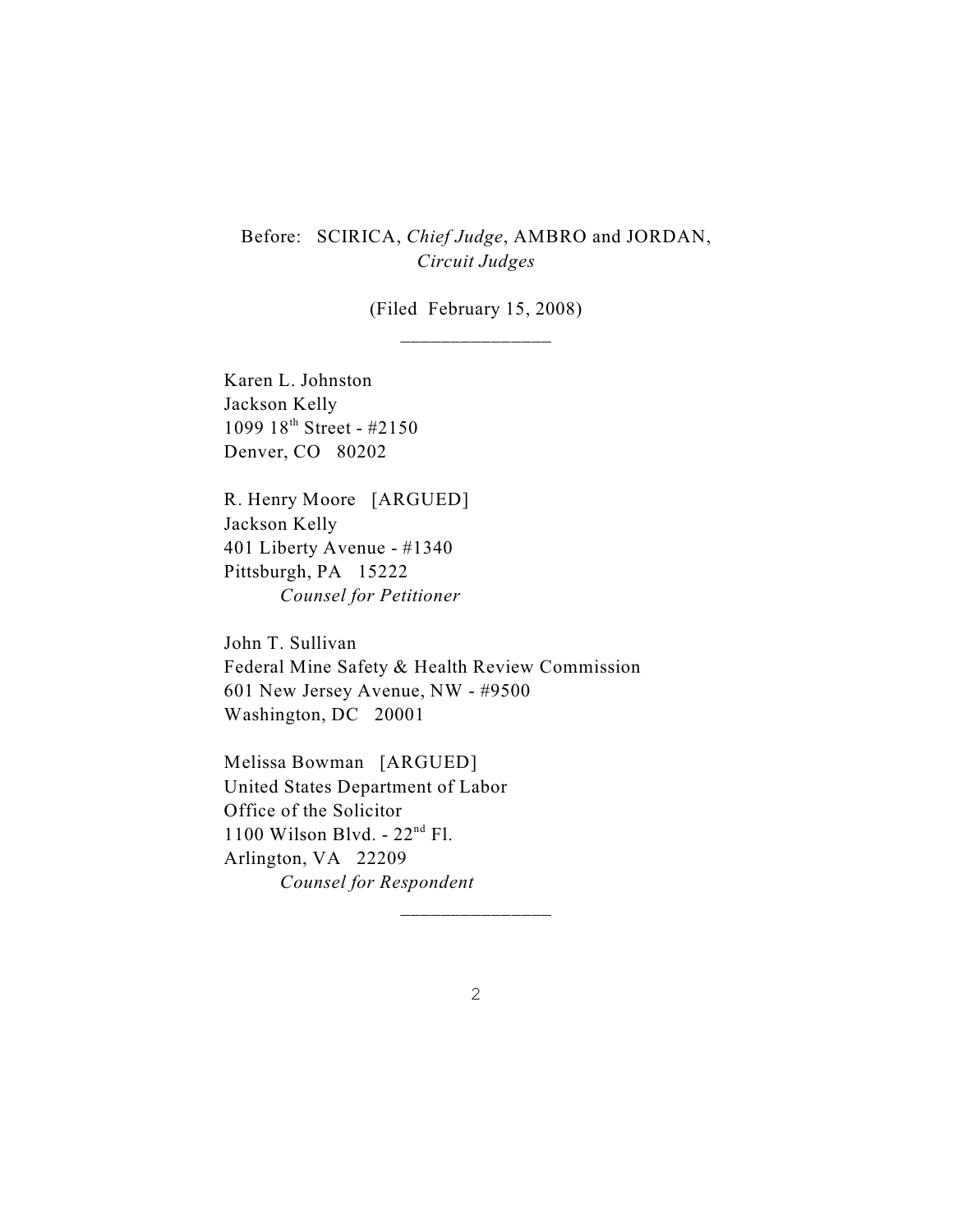Before: SCIRICA, *Chief Judge*, AMBRO and JORDAN, *Circuit Judges*

(Filed February 15, 2008)

---

Karen L. Johnston
Jackson Kelly
1099 18th Street - #2150
Denver, CO 80202

R. Henry Moore [ARGUED]
Jackson Kelly
401 Liberty Avenue - #1340
Pittsburgh, PA 15222
*Counsel for Petitioner*

John T. Sullivan
Federal Mine Safety & Health Review Commission
601 New Jersey Avenue, NW - #9500
Washington, DC 20001

Melissa Bowman [ARGUED]
United States Department of Labor
Office of the Solicitor
1100 Wilson Blvd. - 22nd Fl.
Arlington, VA 22209
*Counsel for Respondent*

---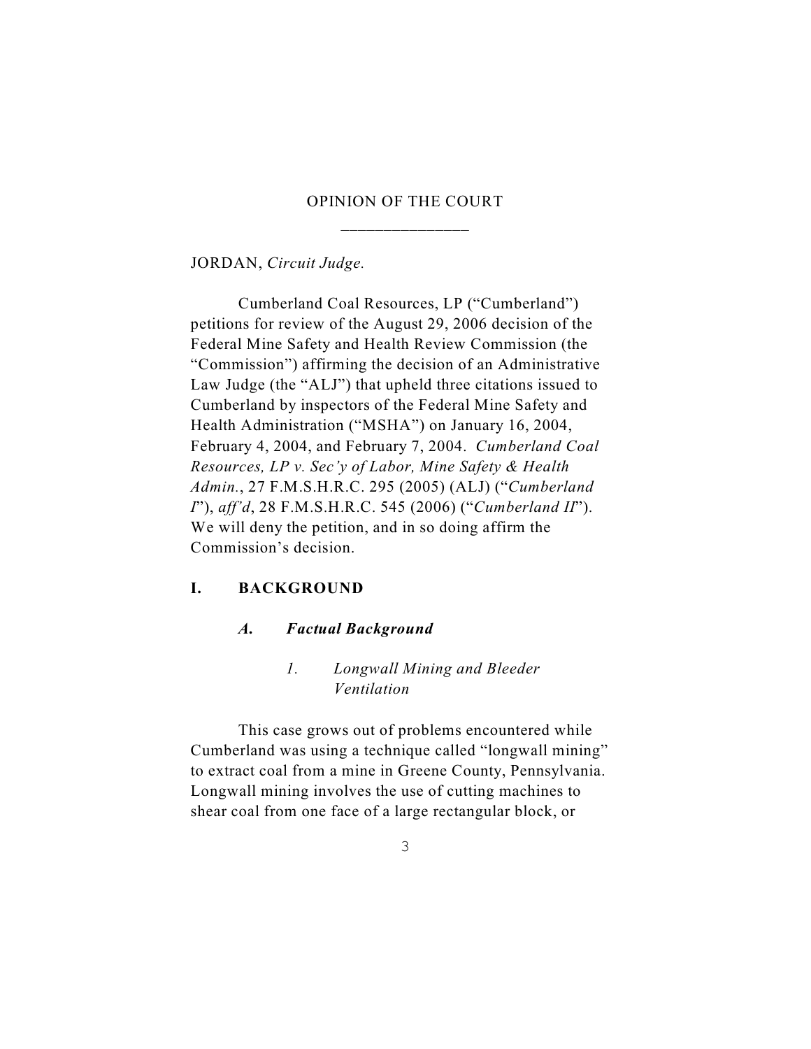# OPINION OF THE COURT

---

JORDAN, *Circuit Judge.*

Cumberland Coal Resources, LP ("Cumberland") petitions for review of the August 29, 2006 decision of the Federal Mine Safety and Health Review Commission (the "Commission") affirming the decision of an Administrative Law Judge (the "ALJ") that upheld three citations issued to Cumberland by inspectors of the Federal Mine Safety and Health Administration ("MSHA") on January 16, 2004, February 4, 2004, and February 7, 2004. *Cumberland Coal Resources, LP v. Sec'y of Labor, Mine Safety & Health Admin.*, 27 F.M.S.H.R.C. 295 (2005) (ALJ) ("*Cumberland I*"), *aff'd*, 28 F.M.S.H.R.C. 545 (2006) ("*Cumberland II*"). We will deny the petition, and in so doing affirm the Commission's decision.

## I. BACKGROUND

### *A. Factual Background*

#### *1. Longwall Mining and Bleeder Ventilation*

This case grows out of problems encountered while Cumberland was using a technique called "longwall mining" to extract coal from a mine in Greene County, Pennsylvania. Longwall mining involves the use of cutting machines to shear coal from one face of a large rectangular block, or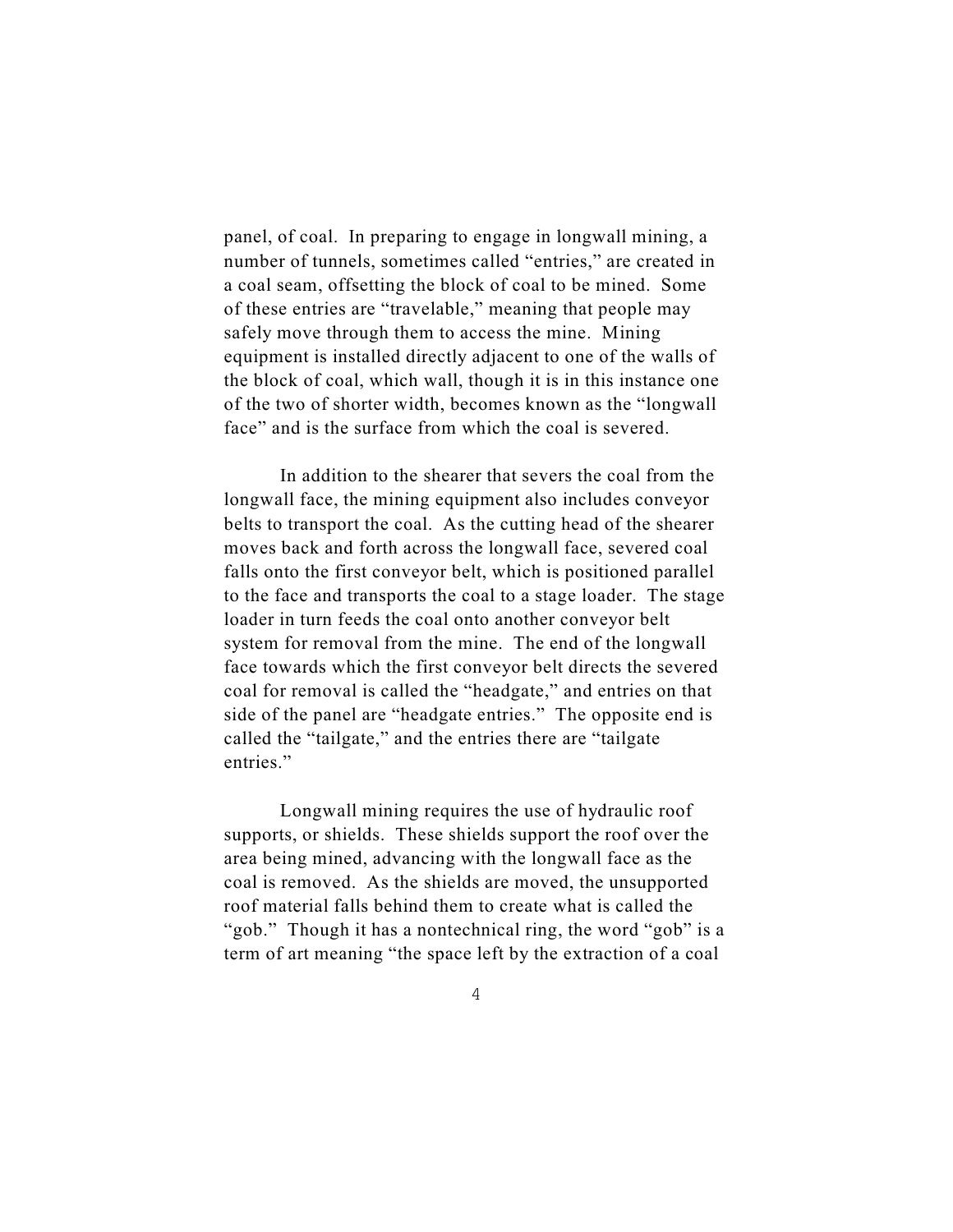panel, of coal. In preparing to engage in longwall mining, a number of tunnels, sometimes called "entries," are created in a coal seam, offsetting the block of coal to be mined. Some of these entries are "travelable," meaning that people may safely move through them to access the mine. Mining equipment is installed directly adjacent to one of the walls of the block of coal, which wall, though it is in this instance one of the two of shorter width, becomes known as the "longwall face" and is the surface from which the coal is severed.

In addition to the shearer that severs the coal from the longwall face, the mining equipment also includes conveyor belts to transport the coal. As the cutting head of the shearer moves back and forth across the longwall face, severed coal falls onto the first conveyor belt, which is positioned parallel to the face and transports the coal to a stage loader. The stage loader in turn feeds the coal onto another conveyor belt system for removal from the mine. The end of the longwall face towards which the first conveyor belt directs the severed coal for removal is called the "headgate," and entries on that side of the panel are "headgate entries." The opposite end is called the "tailgate," and the entries there are "tailgate entries."

Longwall mining requires the use of hydraulic roof supports, or shields. These shields support the roof over the area being mined, advancing with the longwall face as the coal is removed. As the shields are moved, the unsupported roof material falls behind them to create what is called the "gob." Though it has a nontechnical ring, the word "gob" is a term of art meaning "the space left by the extraction of a coal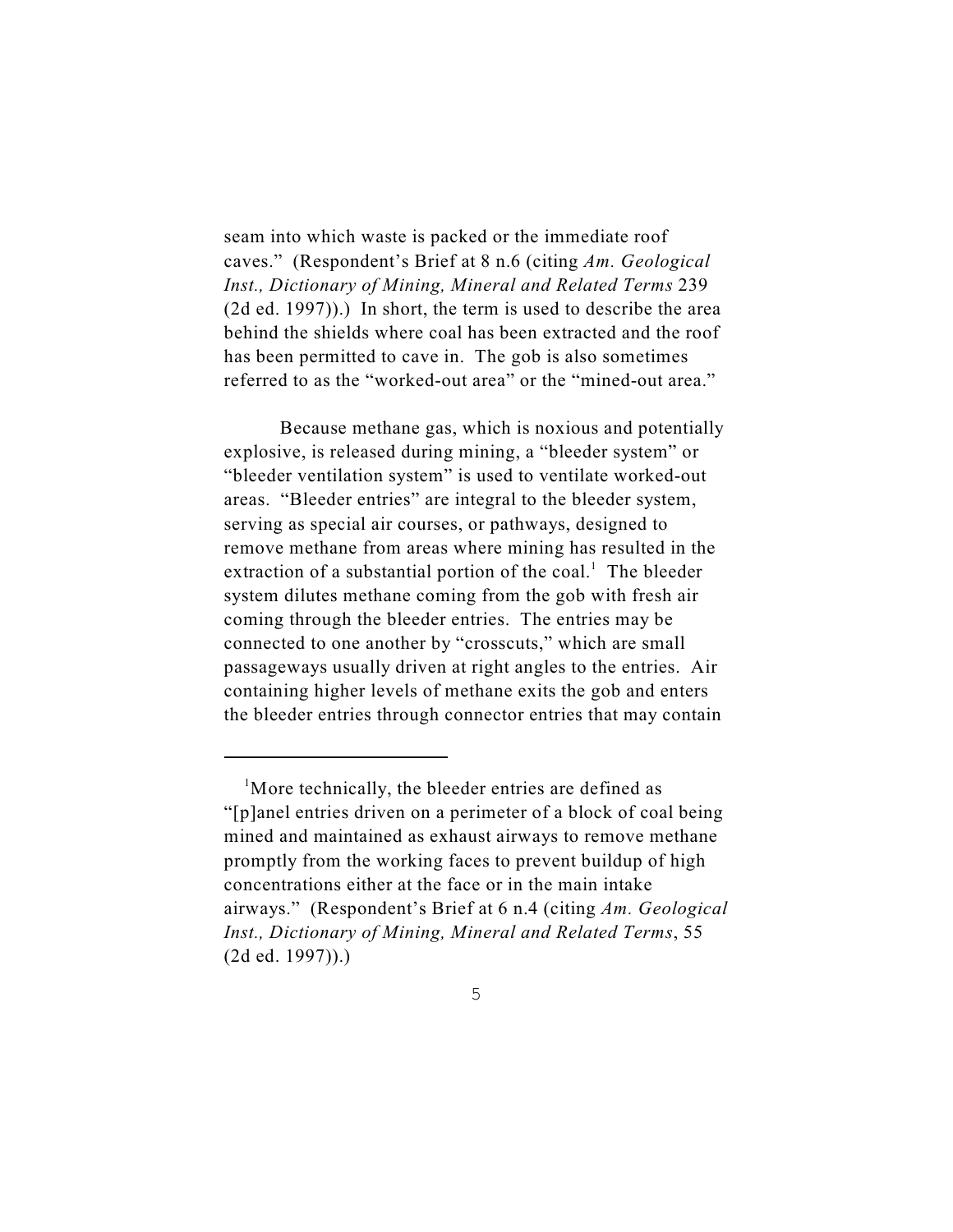seam into which waste is packed or the immediate roof caves." (Respondent's Brief at 8 n.6 (citing *Am. Geological Inst., Dictionary of Mining, Mineral and Related Terms* 239 (2d ed. 1997)).) In short, the term is used to describe the area behind the shields where coal has been extracted and the roof has been permitted to cave in. The gob is also sometimes referred to as the "worked-out area" or the "mined-out area."

Because methane gas, which is noxious and potentially explosive, is released during mining, a "bleeder system" or "bleeder ventilation system" is used to ventilate worked-out areas. "Bleeder entries" are integral to the bleeder system, serving as special air courses, or pathways, designed to remove methane from areas where mining has resulted in the extraction of a substantial portion of the coal.[1] The bleeder system dilutes methane coming from the gob with fresh air coming through the bleeder entries. The entries may be connected to one another by "crosscuts," which are small passageways usually driven at right angles to the entries. Air containing higher levels of methane exits the gob and enters the bleeder entries through connector entries that may contain

---

[1]More technically, the bleeder entries are defined as "[p]anel entries driven on a perimeter of a block of coal being mined and maintained as exhaust airways to remove methane promptly from the working faces to prevent buildup of high concentrations either at the face or in the main intake airways." (Respondent's Brief at 6 n.4 (citing *Am. Geological Inst., Dictionary of Mining, Mineral and Related Terms*, 55 (2d ed. 1997)).)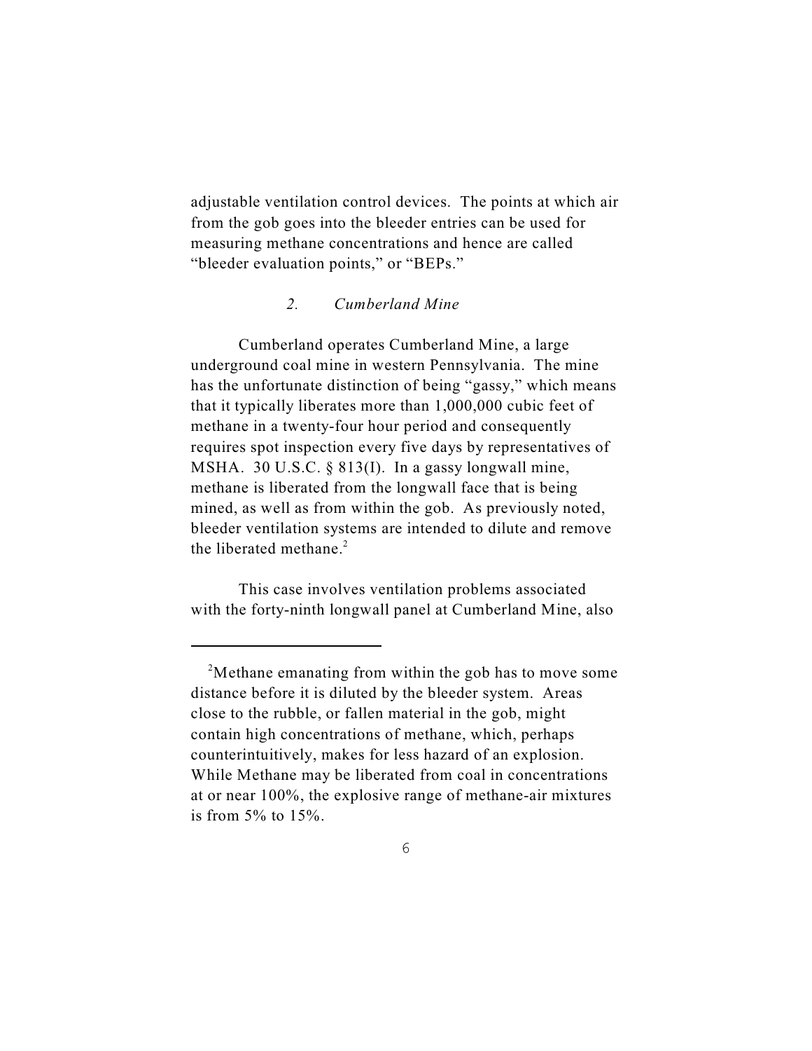adjustable ventilation control devices. The points at which air from the gob goes into the bleeder entries can be used for measuring methane concentrations and hence are called "bleeder evaluation points," or "BEPs."

### *2. Cumberland Mine*

Cumberland operates Cumberland Mine, a large underground coal mine in western Pennsylvania. The mine has the unfortunate distinction of being "gassy," which means that it typically liberates more than 1,000,000 cubic feet of methane in a twenty-four hour period and consequently requires spot inspection every five days by representatives of MSHA. 30 U.S.C. § 813(I). In a gassy longwall mine, methane is liberated from the longwall face that is being mined, as well as from within the gob. As previously noted, bleeder ventilation systems are intended to dilute and remove the liberated methane.[2]

This case involves ventilation problems associated with the forty-ninth longwall panel at Cumberland Mine, also

---

[2]Methane emanating from within the gob has to move some distance before it is diluted by the bleeder system. Areas close to the rubble, or fallen material in the gob, might contain high concentrations of methane, which, perhaps counterintuitively, makes for less hazard of an explosion. While Methane may be liberated from coal in concentrations at or near 100%, the explosive range of methane-air mixtures is from 5% to 15%.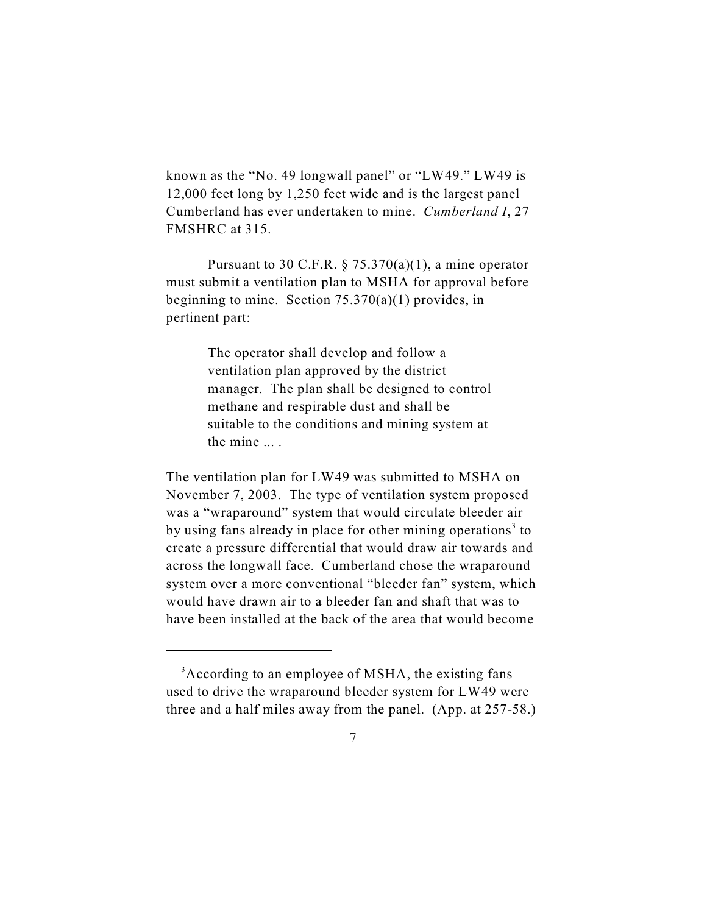known as the "No. 49 longwall panel" or "LW49." LW49 is 12,000 feet long by 1,250 feet wide and is the largest panel Cumberland has ever undertaken to mine. *Cumberland I*, 27 FMSHRC at 315.

Pursuant to 30 C.F.R. § 75.370(a)(1), a mine operator must submit a ventilation plan to MSHA for approval before beginning to mine. Section 75.370(a)(1) provides, in pertinent part:

> The operator shall develop and follow a ventilation plan approved by the district manager. The plan shall be designed to control methane and respirable dust and shall be suitable to the conditions and mining system at the mine ... .

The ventilation plan for LW49 was submitted to MSHA on November 7, 2003. The type of ventilation system proposed was a "wraparound" system that would circulate bleeder air by using fans already in place for other mining operations[3] to create a pressure differential that would draw air towards and across the longwall face. Cumberland chose the wraparound system over a more conventional "bleeder fan" system, which would have drawn air to a bleeder fan and shaft that was to have been installed at the back of the area that would become

---

[3] According to an employee of MSHA, the existing fans used to drive the wraparound bleeder system for LW49 were three and a half miles away from the panel. (App. at 257-58.)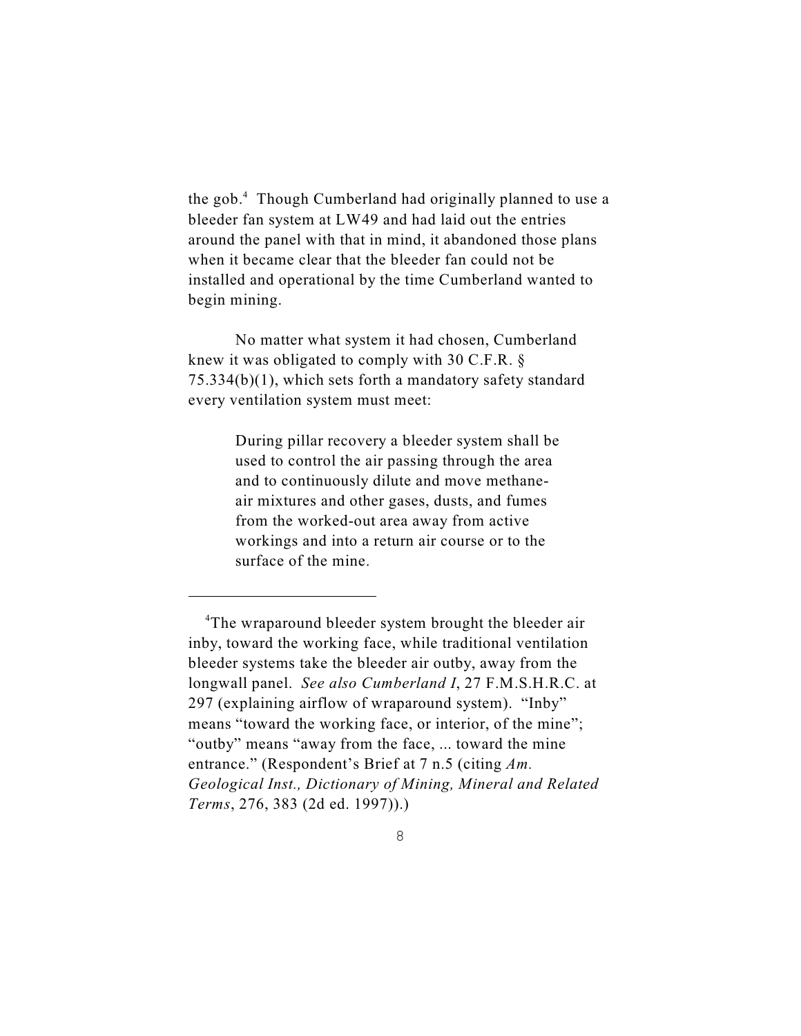the gob.[4] Though Cumberland had originally planned to use a bleeder fan system at LW49 and had laid out the entries around the panel with that in mind, it abandoned those plans when it became clear that the bleeder fan could not be installed and operational by the time Cumberland wanted to begin mining.

No matter what system it had chosen, Cumberland knew it was obligated to comply with 30 C.F.R. § 75.334(b)(1), which sets forth a mandatory safety standard every ventilation system must meet:

> During pillar recovery a bleeder system shall be used to control the air passing through the area and to continuously dilute and move methane-air mixtures and other gases, dusts, and fumes from the worked-out area away from active workings and into a return air course or to the surface of the mine.

---

[4]The wraparound bleeder system brought the bleeder air inby, toward the working face, while traditional ventilation bleeder systems take the bleeder air outby, away from the longwall panel. *See also Cumberland I*, 27 F.M.S.H.R.C. at 297 (explaining airflow of wraparound system). "Inby" means "toward the working face, or interior, of the mine"; "outby" means "away from the face, ... toward the mine entrance." (Respondent's Brief at 7 n.5 (citing *Am. Geological Inst., Dictionary of Mining, Mineral and Related Terms*, 276, 383 (2d ed. 1997)).)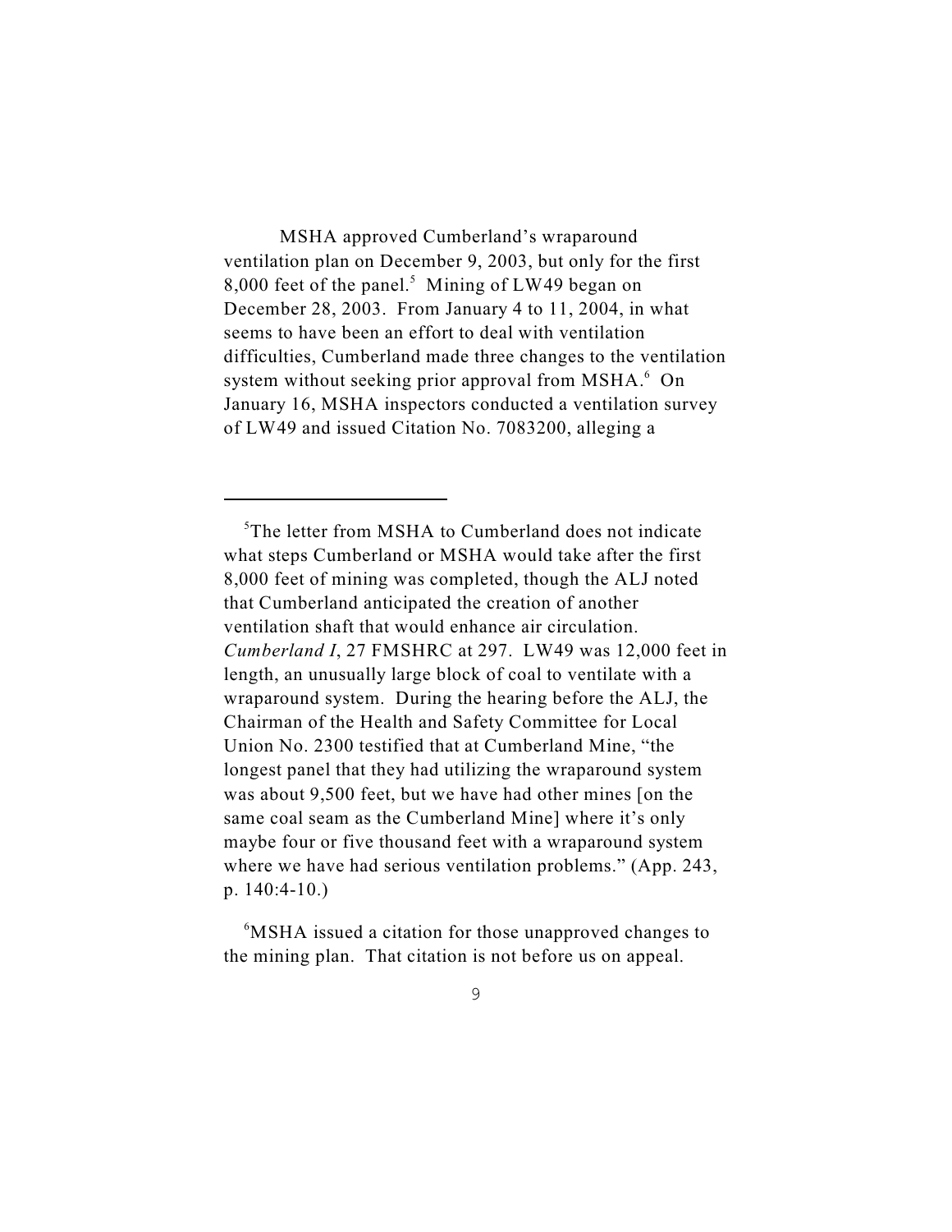MSHA approved Cumberland's wraparound ventilation plan on December 9, 2003, but only for the first 8,000 feet of the panel.[5] Mining of LW49 began on December 28, 2003. From January 4 to 11, 2004, in what seems to have been an effort to deal with ventilation difficulties, Cumberland made three changes to the ventilation system without seeking prior approval from MSHA.[6] On January 16, MSHA inspectors conducted a ventilation survey of LW49 and issued Citation No. 7083200, alleging a

---

[5]The letter from MSHA to Cumberland does not indicate what steps Cumberland or MSHA would take after the first 8,000 feet of mining was completed, though the ALJ noted that Cumberland anticipated the creation of another ventilation shaft that would enhance air circulation. *Cumberland I*, 27 FMSHRC at 297. LW49 was 12,000 feet in length, an unusually large block of coal to ventilate with a wraparound system. During the hearing before the ALJ, the Chairman of the Health and Safety Committee for Local Union No. 2300 testified that at Cumberland Mine, "the longest panel that they had utilizing the wraparound system was about 9,500 feet, but we have had other mines [on the same coal seam as the Cumberland Mine] where it's only maybe four or five thousand feet with a wraparound system where we have had serious ventilation problems." (App. 243, p. 140:4-10.)

[6]MSHA issued a citation for those unapproved changes to the mining plan. That citation is not before us on appeal.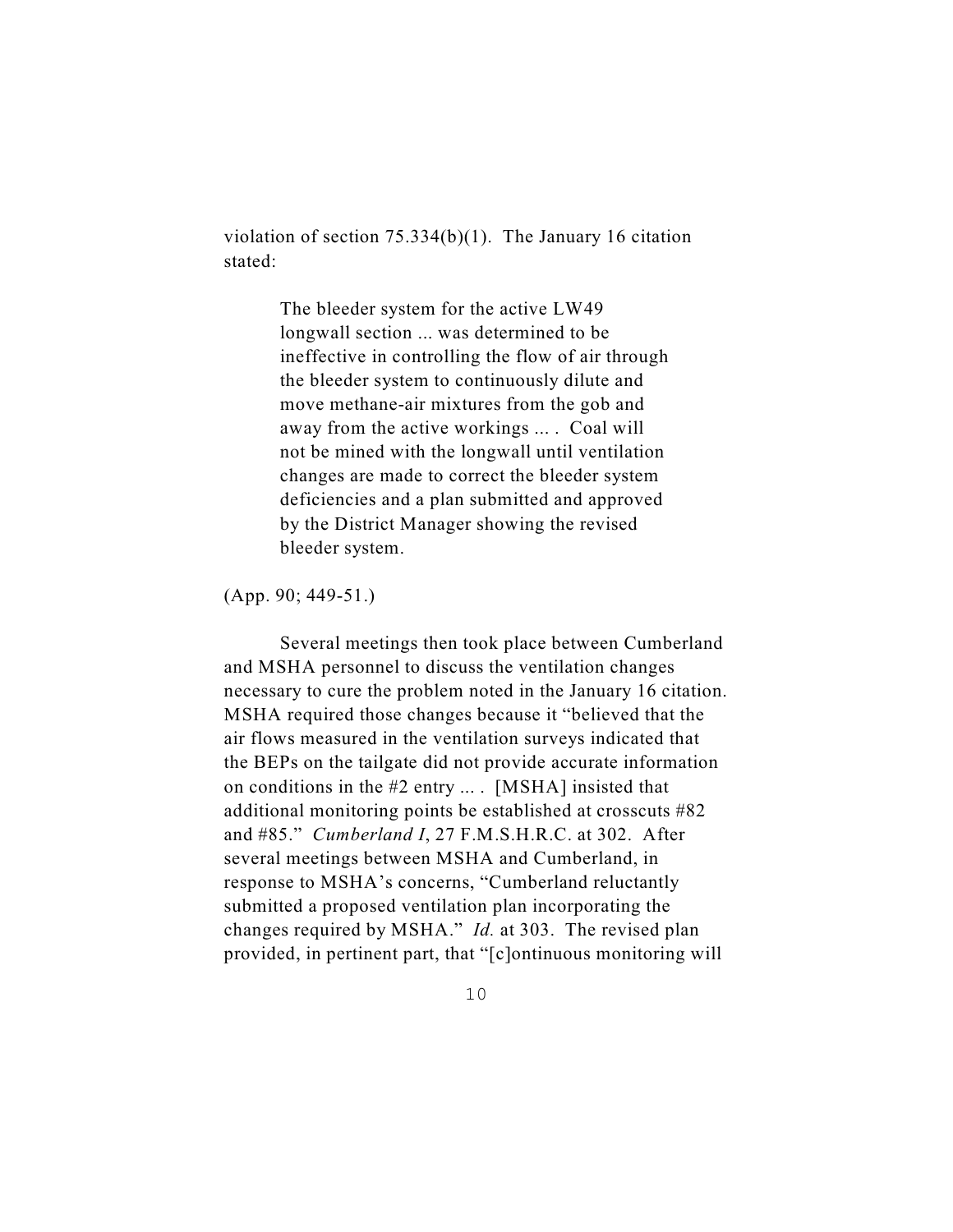violation of section 75.334(b)(1). The January 16 citation stated:

> The bleeder system for the active LW49 longwall section ... was determined to be ineffective in controlling the flow of air through the bleeder system to continuously dilute and move methane-air mixtures from the gob and away from the active workings ... . Coal will not be mined with the longwall until ventilation changes are made to correct the bleeder system deficiencies and a plan submitted and approved by the District Manager showing the revised bleeder system.

(App. 90; 449-51.)

Several meetings then took place between Cumberland and MSHA personnel to discuss the ventilation changes necessary to cure the problem noted in the January 16 citation. MSHA required those changes because it "believed that the air flows measured in the ventilation surveys indicated that the BEPs on the tailgate did not provide accurate information on conditions in the #2 entry ... . [MSHA] insisted that additional monitoring points be established at crosscuts #82 and #85." *Cumberland I*, 27 F.M.S.H.R.C. at 302. After several meetings between MSHA and Cumberland, in response to MSHA's concerns, "Cumberland reluctantly submitted a proposed ventilation plan incorporating the changes required by MSHA." *Id.* at 303. The revised plan provided, in pertinent part, that "[c]ontinuous monitoring will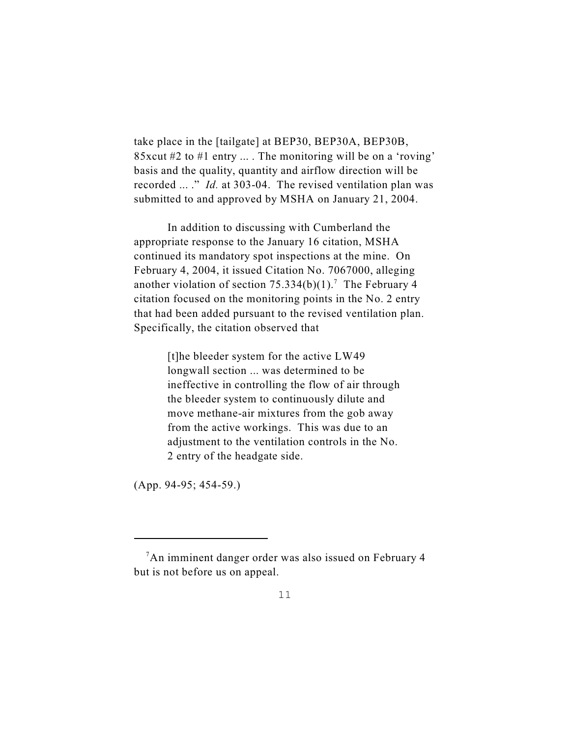take place in the [tailgate] at BEP30, BEP30A, BEP30B, 85xcut #2 to #1 entry ... . The monitoring will be on a 'roving' basis and the quality, quantity and airflow direction will be recorded ... ." *Id.* at 303-04. The revised ventilation plan was submitted to and approved by MSHA on January 21, 2004.

In addition to discussing with Cumberland the appropriate response to the January 16 citation, MSHA continued its mandatory spot inspections at the mine. On February 4, 2004, it issued Citation No. 7067000, alleging another violation of section 75.334(b)(1).[7] The February 4 citation focused on the monitoring points in the No. 2 entry that had been added pursuant to the revised ventilation plan. Specifically, the citation observed that

> [t]he bleeder system for the active LW49 longwall section ... was determined to be ineffective in controlling the flow of air through the bleeder system to continuously dilute and move methane-air mixtures from the gob away from the active workings. This was due to an adjustment to the ventilation controls in the No. 2 entry of the headgate side.

(App. 94-95; 454-59.)

---

[7] An imminent danger order was also issued on February 4 but is not before us on appeal.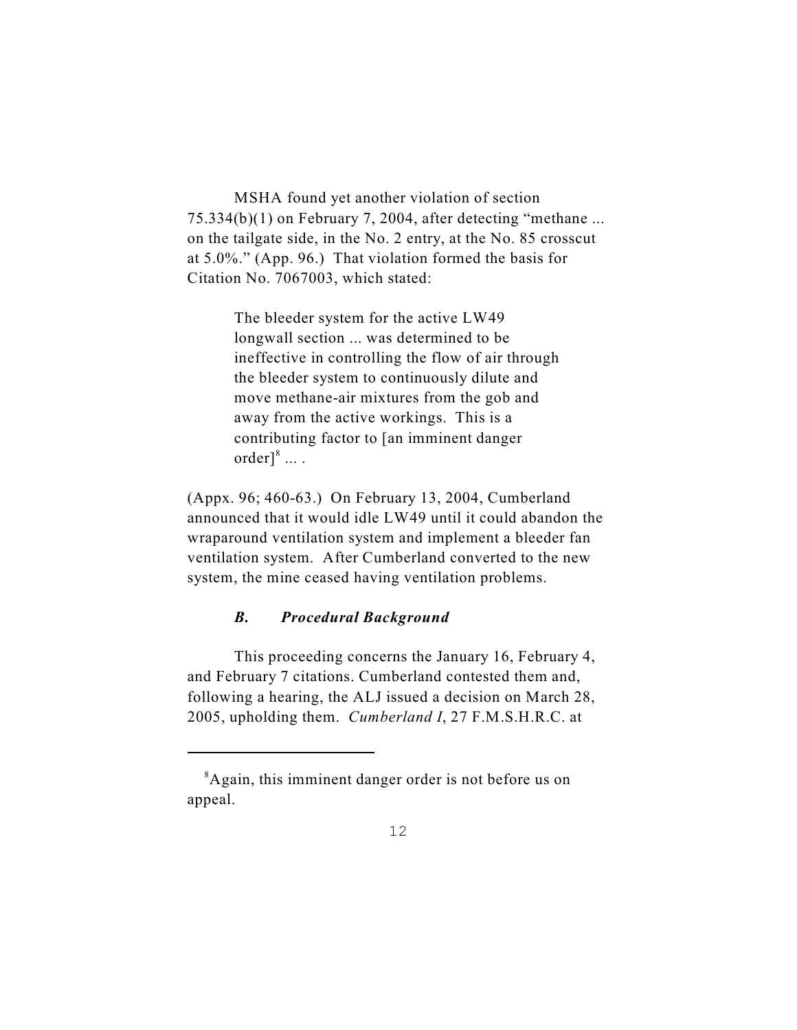MSHA found yet another violation of section 75.334(b)(1) on February 7, 2004, after detecting "methane ... on the tailgate side, in the No. 2 entry, at the No. 85 crosscut at 5.0%." (App. 96.) That violation formed the basis for Citation No. 7067003, which stated:

> The bleeder system for the active LW49 longwall section ... was determined to be ineffective in controlling the flow of air through the bleeder system to continuously dilute and move methane-air mixtures from the gob and away from the active workings. This is a contributing factor to [an imminent danger order][8] ... .

(Appx. 96; 460-63.) On February 13, 2004, Cumberland announced that it would idle LW49 until it could abandon the wraparound ventilation system and implement a bleeder fan ventilation system. After Cumberland converted to the new system, the mine ceased having ventilation problems.

### *B. Procedural Background*

This proceeding concerns the January 16, February 4, and February 7 citations. Cumberland contested them and, following a hearing, the ALJ issued a decision on March 28, 2005, upholding them. *Cumberland I*, 27 F.M.S.H.R.C. at

---

[8] Again, this imminent danger order is not before us on appeal.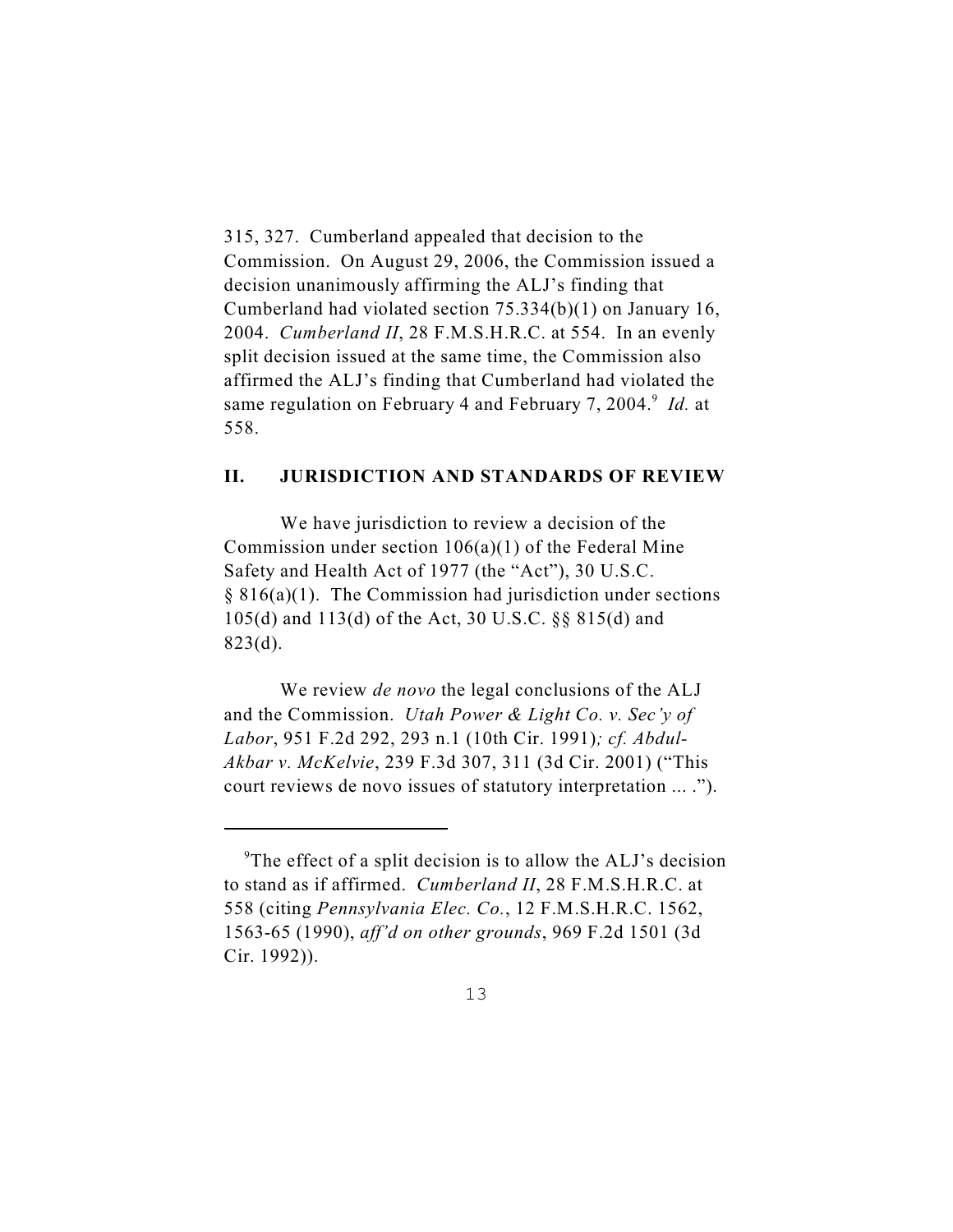315, 327. Cumberland appealed that decision to the Commission. On August 29, 2006, the Commission issued a decision unanimously affirming the ALJ's finding that Cumberland had violated section 75.334(b)(1) on January 16, 2004. *Cumberland II*, 28 F.M.S.H.R.C. at 554. In an evenly split decision issued at the same time, the Commission also affirmed the ALJ's finding that Cumberland had violated the same regulation on February 4 and February 7, 2004.[9] *Id.* at 558.

## II. JURISDICTION AND STANDARDS OF REVIEW

We have jurisdiction to review a decision of the Commission under section 106(a)(1) of the Federal Mine Safety and Health Act of 1977 (the "Act"), 30 U.S.C. § 816(a)(1). The Commission had jurisdiction under sections 105(d) and 113(d) of the Act, 30 U.S.C. §§ 815(d) and 823(d).

We review *de novo* the legal conclusions of the ALJ and the Commission. *Utah Power & Light Co. v. Sec'y of Labor*, 951 F.2d 292, 293 n.1 (10th Cir. 1991)*; cf. Abdul-Akbar v. McKelvie*, 239 F.3d 307, 311 (3d Cir. 2001) ("This court reviews de novo issues of statutory interpretation ... .").

---

[9]The effect of a split decision is to allow the ALJ's decision to stand as if affirmed. *Cumberland II*, 28 F.M.S.H.R.C. at 558 (citing *Pennsylvania Elec. Co.*, 12 F.M.S.H.R.C. 1562, 1563-65 (1990), *aff'd on other grounds*, 969 F.2d 1501 (3d Cir. 1992)).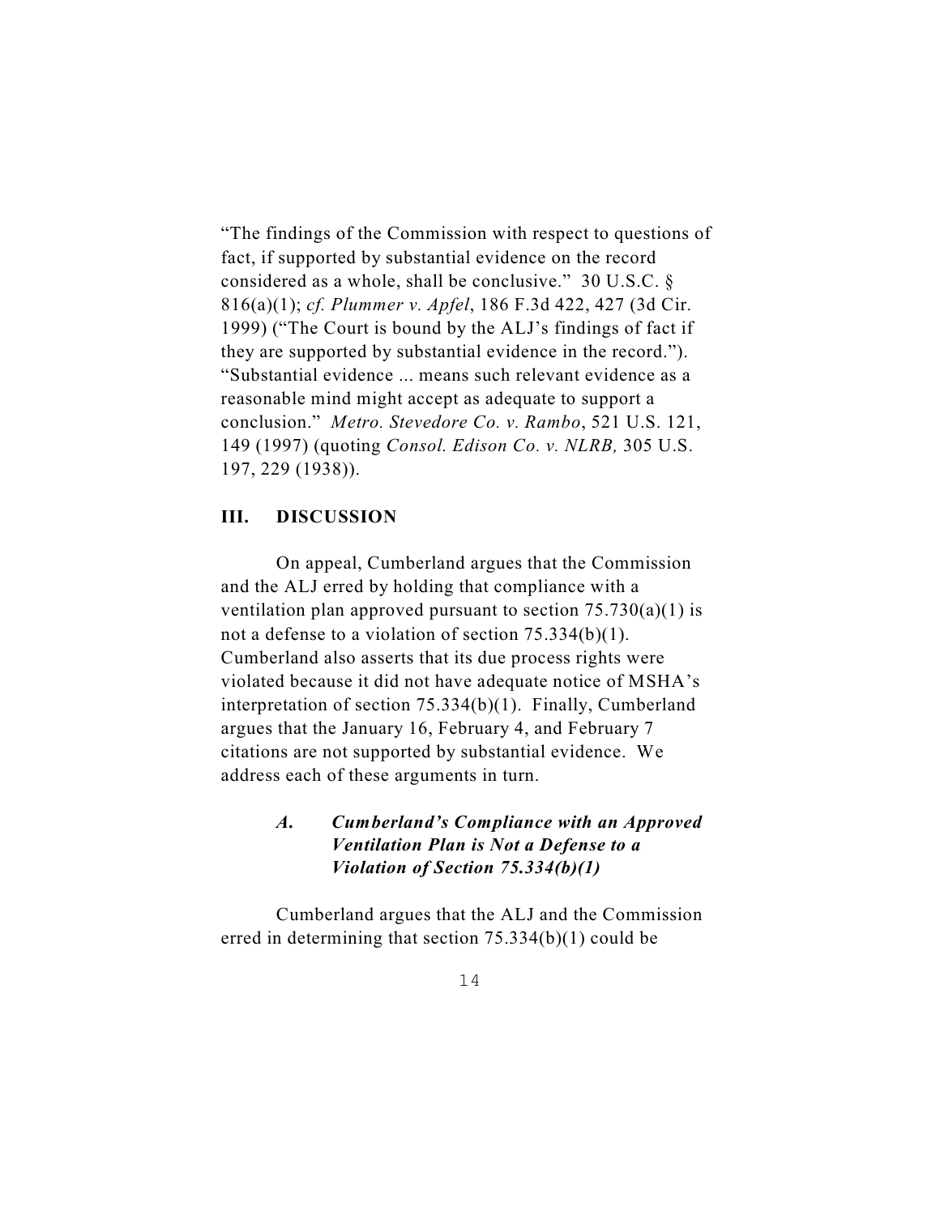"The findings of the Commission with respect to questions of fact, if supported by substantial evidence on the record considered as a whole, shall be conclusive." 30 U.S.C. § 816(a)(1); *cf. Plummer v. Apfel*, 186 F.3d 422, 427 (3d Cir. 1999) ("The Court is bound by the ALJ's findings of fact if they are supported by substantial evidence in the record."). "Substantial evidence ... means such relevant evidence as a reasonable mind might accept as adequate to support a conclusion." *Metro. Stevedore Co. v. Rambo*, 521 U.S. 121, 149 (1997) (quoting *Consol. Edison Co. v. NLRB,* 305 U.S. 197, 229 (1938)).

## III. DISCUSSION

On appeal, Cumberland argues that the Commission and the ALJ erred by holding that compliance with a ventilation plan approved pursuant to section 75.730(a)(1) is not a defense to a violation of section 75.334(b)(1). Cumberland also asserts that its due process rights were violated because it did not have adequate notice of MSHA's interpretation of section 75.334(b)(1). Finally, Cumberland argues that the January 16, February 4, and February 7 citations are not supported by substantial evidence. We address each of these arguments in turn.

### *A. Cumberland's Compliance with an Approved Ventilation Plan is Not a Defense to a Violation of Section 75.334(b)(1)*

Cumberland argues that the ALJ and the Commission erred in determining that section 75.334(b)(1) could be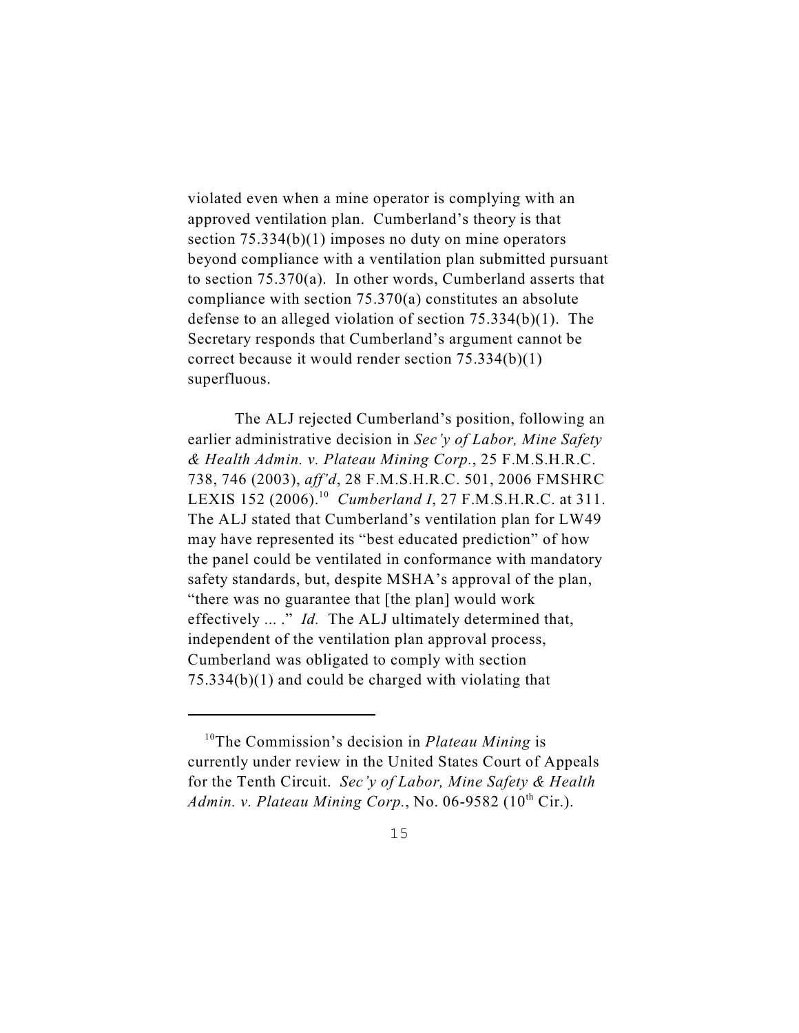violated even when a mine operator is complying with an approved ventilation plan. Cumberland's theory is that section 75.334(b)(1) imposes no duty on mine operators beyond compliance with a ventilation plan submitted pursuant to section 75.370(a). In other words, Cumberland asserts that compliance with section 75.370(a) constitutes an absolute defense to an alleged violation of section 75.334(b)(1). The Secretary responds that Cumberland's argument cannot be correct because it would render section 75.334(b)(1) superfluous.

The ALJ rejected Cumberland's position, following an earlier administrative decision in *Sec'y of Labor, Mine Safety & Health Admin. v. Plateau Mining Corp.*, 25 F.M.S.H.R.C. 738, 746 (2003), *aff'd*, 28 F.M.S.H.R.C. 501, 2006 FMSHRC LEXIS 152 (2006).[10] *Cumberland I*, 27 F.M.S.H.R.C. at 311. The ALJ stated that Cumberland's ventilation plan for LW49 may have represented its "best educated prediction" of how the panel could be ventilated in conformance with mandatory safety standards, but, despite MSHA's approval of the plan, "there was no guarantee that [the plan] would work effectively ... ." *Id.* The ALJ ultimately determined that, independent of the ventilation plan approval process, Cumberland was obligated to comply with section 75.334(b)(1) and could be charged with violating that

---

[10]The Commission's decision in *Plateau Mining* is currently under review in the United States Court of Appeals for the Tenth Circuit. *Sec'y of Labor, Mine Safety & Health Admin. v. Plateau Mining Corp.*, No. 06-9582 (10th Cir.).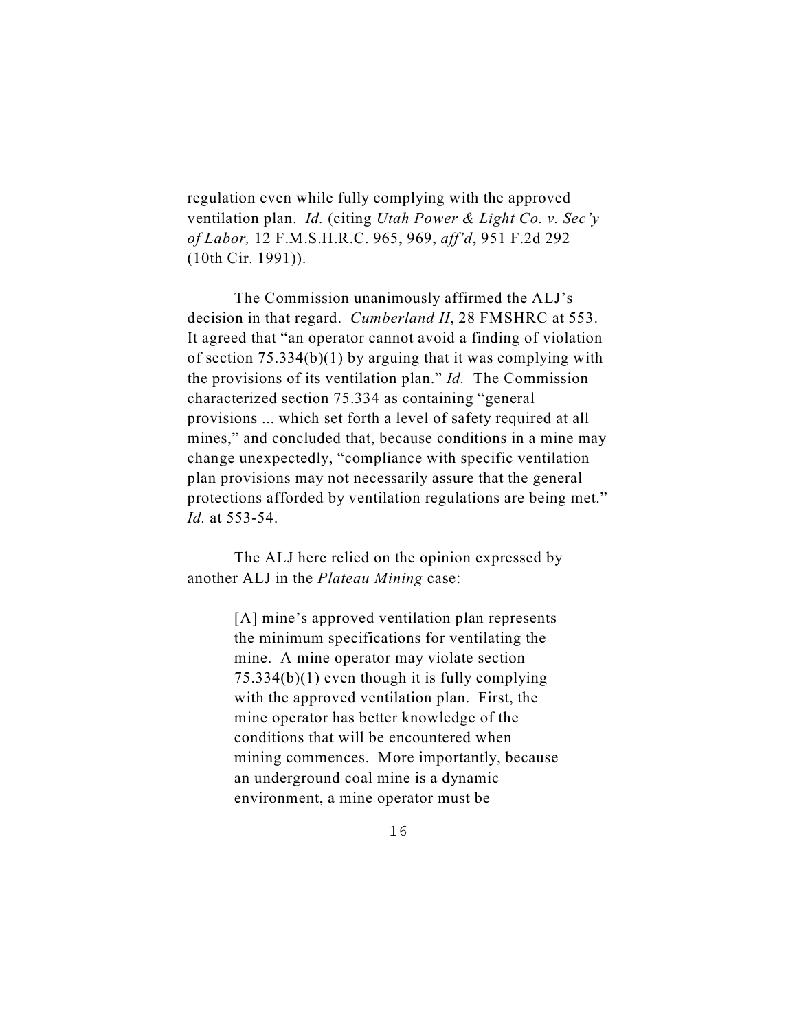regulation even while fully complying with the approved ventilation plan. *Id.* (citing *Utah Power & Light Co. v. Sec'y of Labor,* 12 F.M.S.H.R.C. 965, 969, *aff'd*, 951 F.2d 292 (10th Cir. 1991)).

The Commission unanimously affirmed the ALJ's decision in that regard. *Cumberland II*, 28 FMSHRC at 553. It agreed that "an operator cannot avoid a finding of violation of section 75.334(b)(1) by arguing that it was complying with the provisions of its ventilation plan." *Id.* The Commission characterized section 75.334 as containing "general provisions ... which set forth a level of safety required at all mines," and concluded that, because conditions in a mine may change unexpectedly, "compliance with specific ventilation plan provisions may not necessarily assure that the general protections afforded by ventilation regulations are being met." *Id.* at 553-54.

The ALJ here relied on the opinion expressed by another ALJ in the *Plateau Mining* case:

> [A] mine's approved ventilation plan represents the minimum specifications for ventilating the mine. A mine operator may violate section 75.334(b)(1) even though it is fully complying with the approved ventilation plan. First, the mine operator has better knowledge of the conditions that will be encountered when mining commences. More importantly, because an underground coal mine is a dynamic environment, a mine operator must be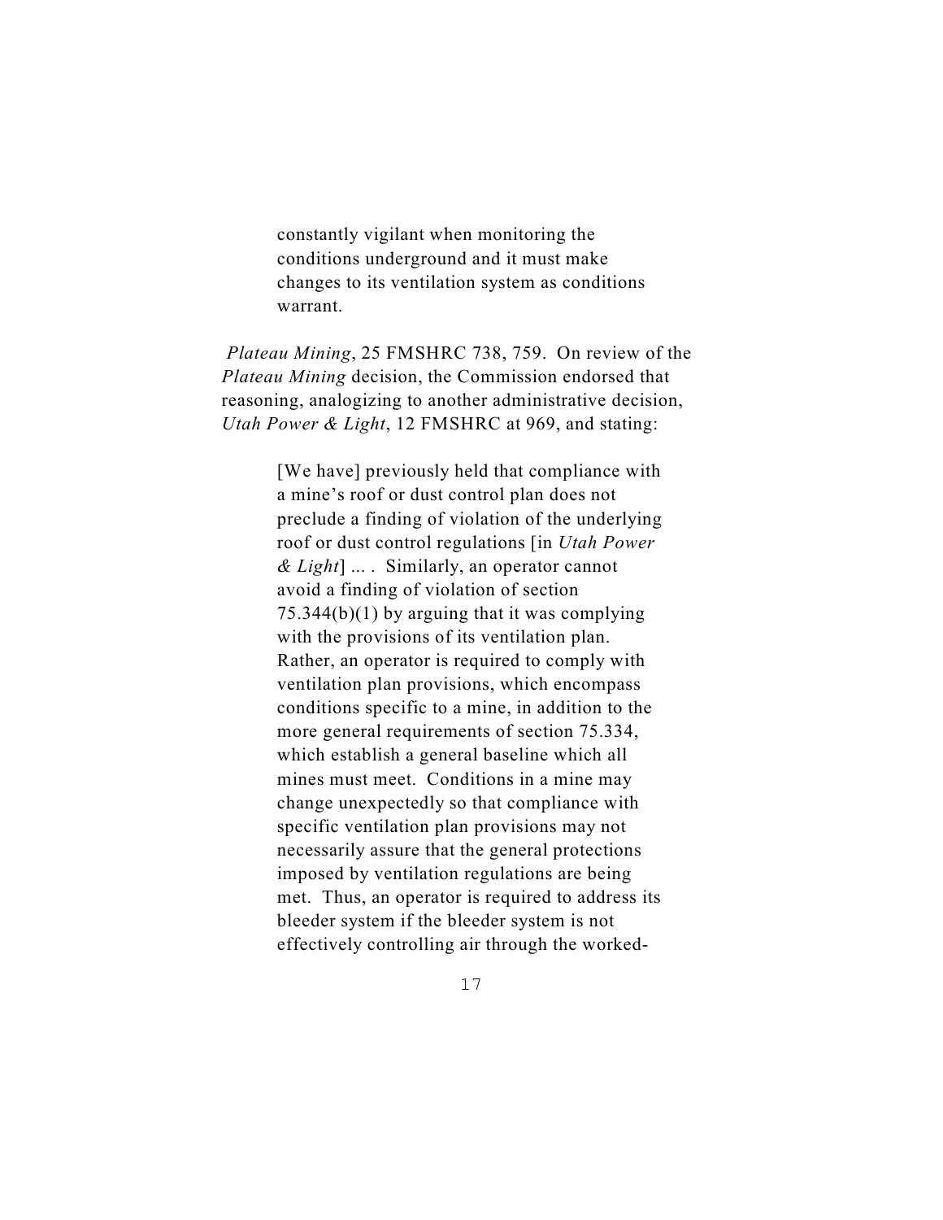> constantly vigilant when monitoring the conditions underground and it must make changes to its ventilation system as conditions warrant.

*Plateau Mining*, 25 FMSHRC 738, 759. On review of the *Plateau Mining* decision, the Commission endorsed that reasoning, analogizing to another administrative decision, *Utah Power & Light*, 12 FMSHRC at 969, and stating:

> [We have] previously held that compliance with a mine's roof or dust control plan does not preclude a finding of violation of the underlying roof or dust control regulations [in *Utah Power & Light*] ... . Similarly, an operator cannot avoid a finding of violation of section 75.344(b)(1) by arguing that it was complying with the provisions of its ventilation plan. Rather, an operator is required to comply with ventilation plan provisions, which encompass conditions specific to a mine, in addition to the more general requirements of section 75.334, which establish a general baseline which all mines must meet. Conditions in a mine may change unexpectedly so that compliance with specific ventilation plan provisions may not necessarily assure that the general protections imposed by ventilation regulations are being met. Thus, an operator is required to address its bleeder system if the bleeder system is not effectively controlling air through the worked-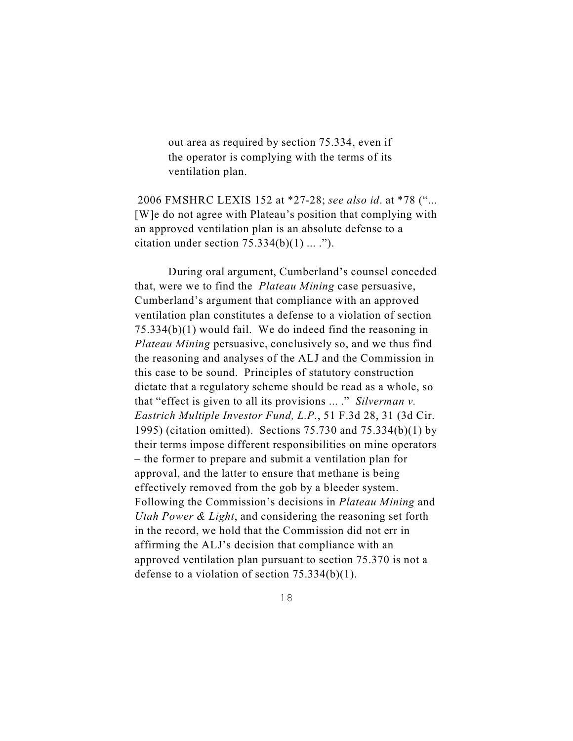> out area as required by section 75.334, even if the operator is complying with the terms of its ventilation plan.

2006 FMSHRC LEXIS 152 at *27-28; *see also id*. at *78 ("... [W]e do not agree with Plateau's position that complying with an approved ventilation plan is an absolute defense to a citation under section 75.334(b)(1) ... .").

During oral argument, Cumberland's counsel conceded that, were we to find the *Plateau Mining* case persuasive, Cumberland's argument that compliance with an approved ventilation plan constitutes a defense to a violation of section 75.334(b)(1) would fail. We do indeed find the reasoning in *Plateau Mining* persuasive, conclusively so, and we thus find the reasoning and analyses of the ALJ and the Commission in this case to be sound. Principles of statutory construction dictate that a regulatory scheme should be read as a whole, so that "effect is given to all its provisions ... ." *Silverman v. Eastrich Multiple Investor Fund, L.P.*, 51 F.3d 28, 31 (3d Cir. 1995) (citation omitted). Sections 75.730 and 75.334(b)(1) by their terms impose different responsibilities on mine operators – the former to prepare and submit a ventilation plan for approval, and the latter to ensure that methane is being effectively removed from the gob by a bleeder system. Following the Commission's decisions in *Plateau Mining* and *Utah Power & Light*, and considering the reasoning set forth in the record, we hold that the Commission did not err in affirming the ALJ's decision that compliance with an approved ventilation plan pursuant to section 75.370 is not a defense to a violation of section 75.334(b)(1).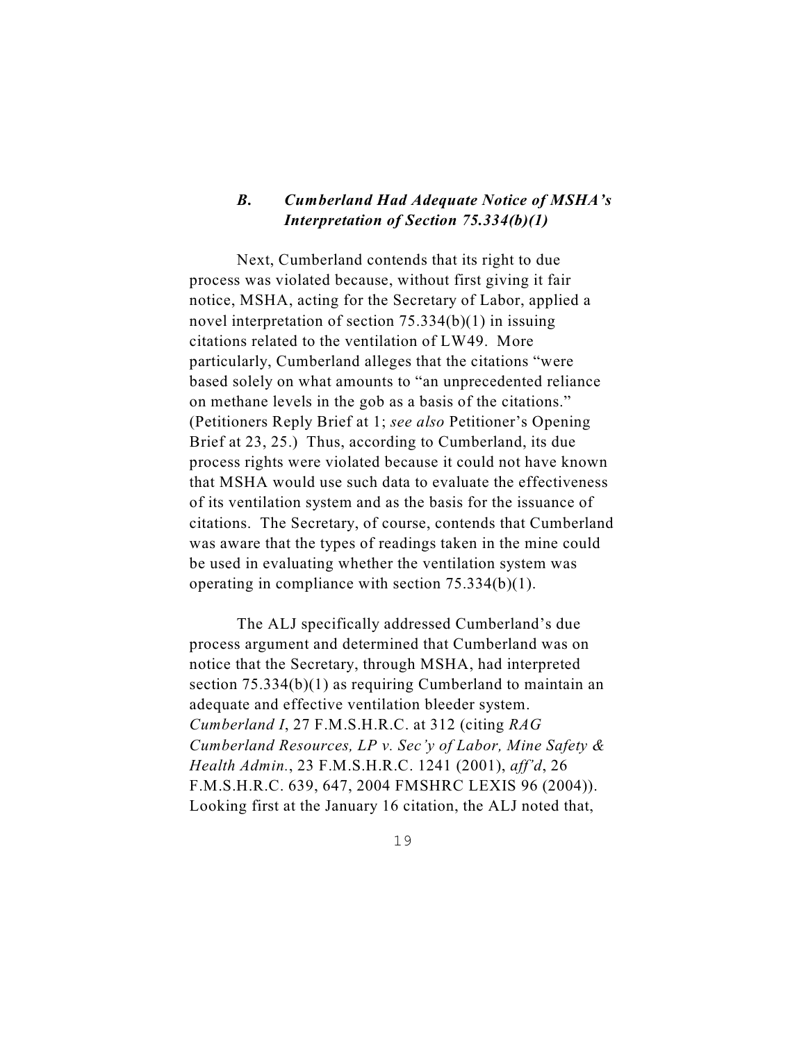### *B. Cumberland Had Adequate Notice of MSHA's Interpretation of Section 75.334(b)(1)*

Next, Cumberland contends that its right to due process was violated because, without first giving it fair notice, MSHA, acting for the Secretary of Labor, applied a novel interpretation of section 75.334(b)(1) in issuing citations related to the ventilation of LW49. More particularly, Cumberland alleges that the citations "were based solely on what amounts to "an unprecedented reliance on methane levels in the gob as a basis of the citations." (Petitioners Reply Brief at 1; *see also* Petitioner's Opening Brief at 23, 25.) Thus, according to Cumberland, its due process rights were violated because it could not have known that MSHA would use such data to evaluate the effectiveness of its ventilation system and as the basis for the issuance of citations. The Secretary, of course, contends that Cumberland was aware that the types of readings taken in the mine could be used in evaluating whether the ventilation system was operating in compliance with section 75.334(b)(1).

The ALJ specifically addressed Cumberland's due process argument and determined that Cumberland was on notice that the Secretary, through MSHA, had interpreted section 75.334(b)(1) as requiring Cumberland to maintain an adequate and effective ventilation bleeder system. *Cumberland I*, 27 F.M.S.H.R.C. at 312 (citing *RAG Cumberland Resources, LP v. Sec'y of Labor, Mine Safety & Health Admin.*, 23 F.M.S.H.R.C. 1241 (2001), *aff'd*, 26 F.M.S.H.R.C. 639, 647, 2004 FMSHRC LEXIS 96 (2004)). Looking first at the January 16 citation, the ALJ noted that,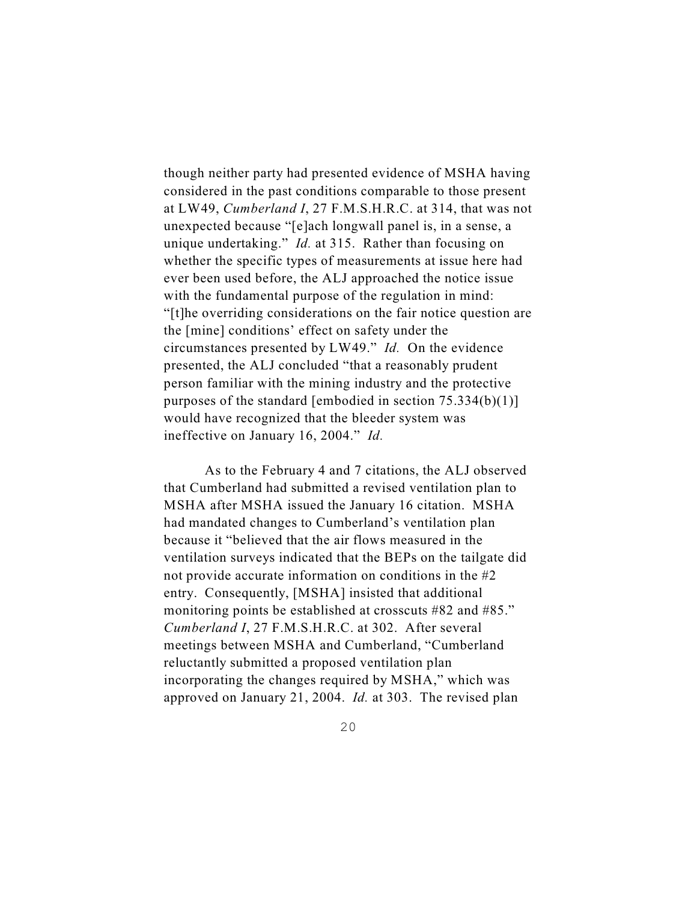though neither party had presented evidence of MSHA having considered in the past conditions comparable to those present at LW49, *Cumberland I*, 27 F.M.S.H.R.C. at 314, that was not unexpected because "[e]ach longwall panel is, in a sense, a unique undertaking." *Id.* at 315. Rather than focusing on whether the specific types of measurements at issue here had ever been used before, the ALJ approached the notice issue with the fundamental purpose of the regulation in mind: "[t]he overriding considerations on the fair notice question are the [mine] conditions' effect on safety under the circumstances presented by LW49." *Id.* On the evidence presented, the ALJ concluded "that a reasonably prudent person familiar with the mining industry and the protective purposes of the standard [embodied in section 75.334(b)(1)] would have recognized that the bleeder system was ineffective on January 16, 2004." *Id.*

As to the February 4 and 7 citations, the ALJ observed that Cumberland had submitted a revised ventilation plan to MSHA after MSHA issued the January 16 citation. MSHA had mandated changes to Cumberland's ventilation plan because it "believed that the air flows measured in the ventilation surveys indicated that the BEPs on the tailgate did not provide accurate information on conditions in the #2 entry. Consequently, [MSHA] insisted that additional monitoring points be established at crosscuts #82 and #85." *Cumberland I*, 27 F.M.S.H.R.C. at 302. After several meetings between MSHA and Cumberland, "Cumberland reluctantly submitted a proposed ventilation plan incorporating the changes required by MSHA," which was approved on January 21, 2004. *Id.* at 303. The revised plan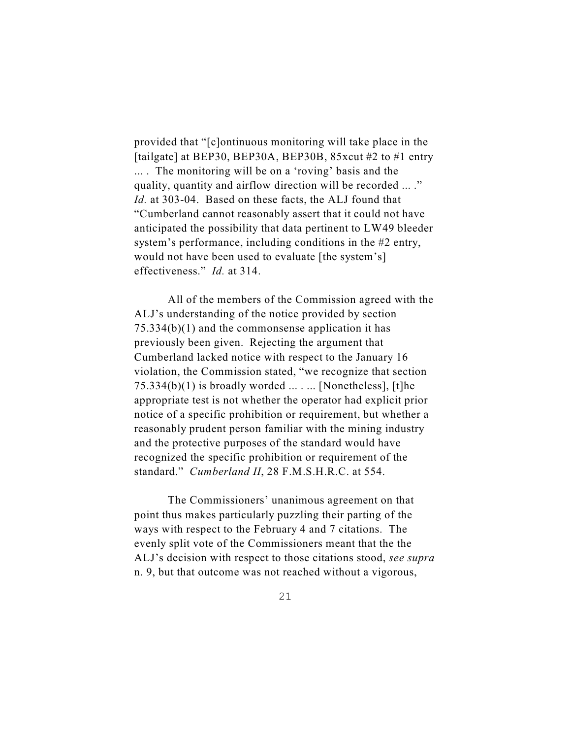provided that "[c]ontinuous monitoring will take place in the [tailgate] at BEP30, BEP30A, BEP30B, 85xcut #2 to #1 entry ... . The monitoring will be on a 'roving' basis and the quality, quantity and airflow direction will be recorded ... ." *Id.* at 303-04. Based on these facts, the ALJ found that "Cumberland cannot reasonably assert that it could not have anticipated the possibility that data pertinent to LW49 bleeder system's performance, including conditions in the #2 entry, would not have been used to evaluate [the system's] effectiveness." *Id.* at 314.

All of the members of the Commission agreed with the ALJ's understanding of the notice provided by section 75.334(b)(1) and the commonsense application it has previously been given. Rejecting the argument that Cumberland lacked notice with respect to the January 16 violation, the Commission stated, "we recognize that section 75.334(b)(1) is broadly worded ... . ... [Nonetheless], [t]he appropriate test is not whether the operator had explicit prior notice of a specific prohibition or requirement, but whether a reasonably prudent person familiar with the mining industry and the protective purposes of the standard would have recognized the specific prohibition or requirement of the standard." *Cumberland II*, 28 F.M.S.H.R.C. at 554.

The Commissioners' unanimous agreement on that point thus makes particularly puzzling their parting of the ways with respect to the February 4 and 7 citations. The evenly split vote of the Commissioners meant that the the ALJ's decision with respect to those citations stood, *see supra* n. 9, but that outcome was not reached without a vigorous,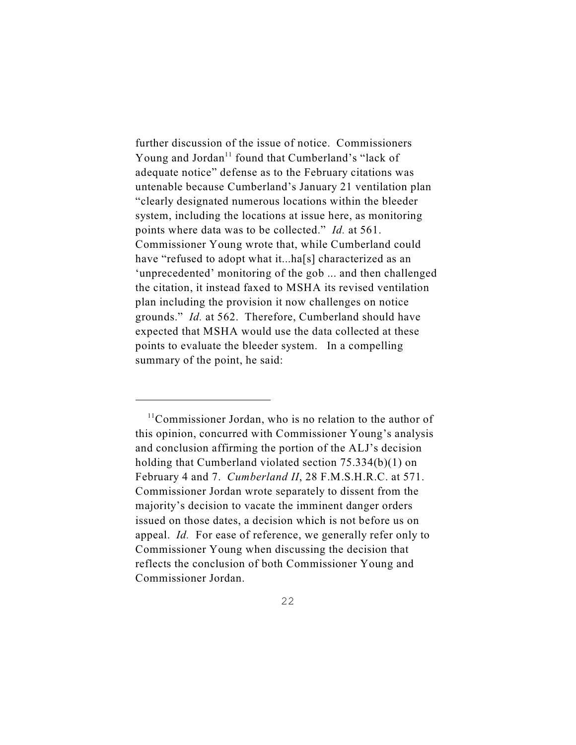further discussion of the issue of notice. Commissioners Young and Jordan[11] found that Cumberland's "lack of adequate notice" defense as to the February citations was untenable because Cumberland's January 21 ventilation plan "clearly designated numerous locations within the bleeder system, including the locations at issue here, as monitoring points where data was to be collected." *Id.* at 561. Commissioner Young wrote that, while Cumberland could have "refused to adopt what it...ha[s] characterized as an 'unprecedented' monitoring of the gob ... and then challenged the citation, it instead faxed to MSHA its revised ventilation plan including the provision it now challenges on notice grounds." *Id.* at 562. Therefore, Cumberland should have expected that MSHA would use the data collected at these points to evaluate the bleeder system. In a compelling summary of the point, he said:

---

[11]Commissioner Jordan, who is no relation to the author of this opinion, concurred with Commissioner Young's analysis and conclusion affirming the portion of the ALJ's decision holding that Cumberland violated section 75.334(b)(1) on February 4 and 7. *Cumberland II*, 28 F.M.S.H.R.C. at 571. Commissioner Jordan wrote separately to dissent from the majority's decision to vacate the imminent danger orders issued on those dates, a decision which is not before us on appeal. *Id.* For ease of reference, we generally refer only to Commissioner Young when discussing the decision that reflects the conclusion of both Commissioner Young and Commissioner Jordan.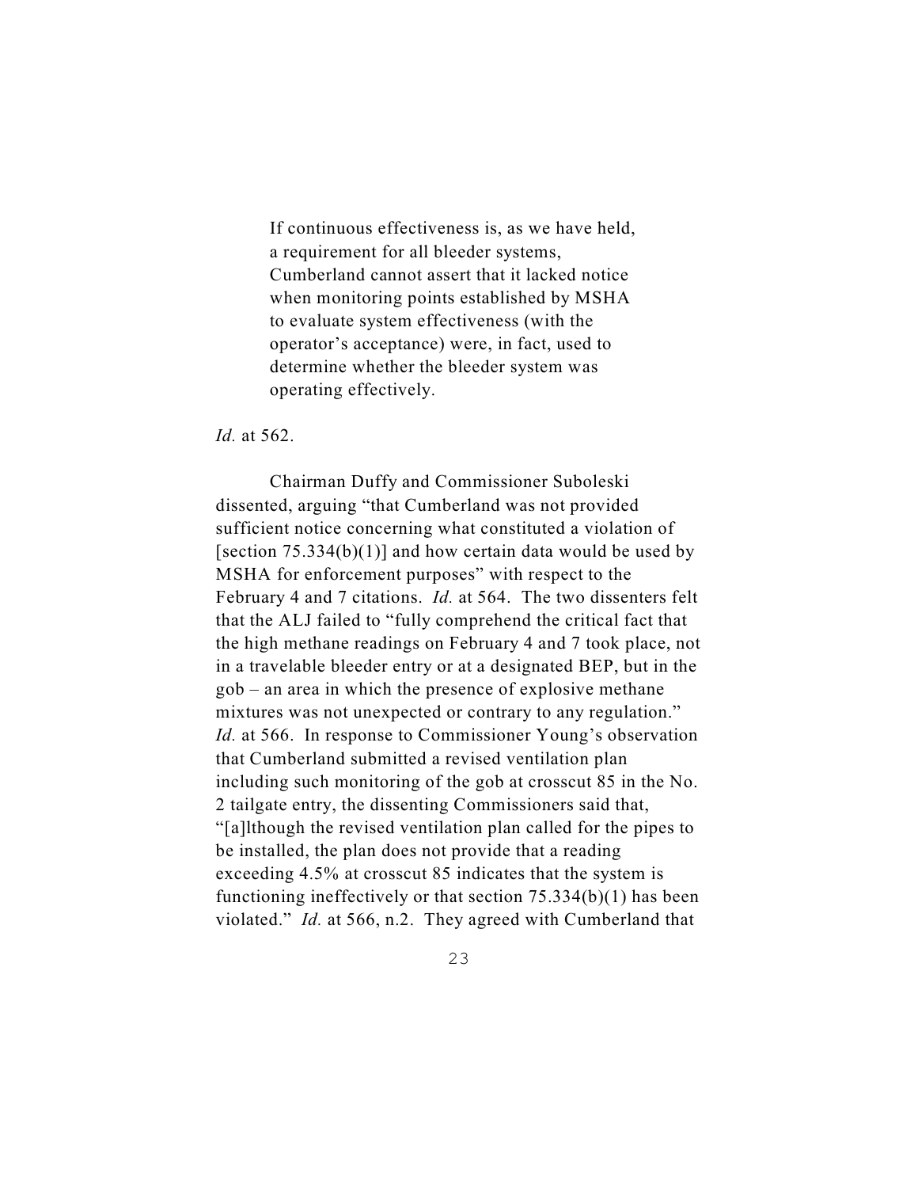> If continuous effectiveness is, as we have held, a requirement for all bleeder systems, Cumberland cannot assert that it lacked notice when monitoring points established by MSHA to evaluate system effectiveness (with the operator's acceptance) were, in fact, used to determine whether the bleeder system was operating effectively.

*Id.* at 562.

Chairman Duffy and Commissioner Suboleski dissented, arguing "that Cumberland was not provided sufficient notice concerning what constituted a violation of [section 75.334(b)(1)] and how certain data would be used by MSHA for enforcement purposes" with respect to the February 4 and 7 citations. *Id.* at 564. The two dissenters felt that the ALJ failed to "fully comprehend the critical fact that the high methane readings on February 4 and 7 took place, not in a travelable bleeder entry or at a designated BEP, but in the gob – an area in which the presence of explosive methane mixtures was not unexpected or contrary to any regulation." *Id.* at 566. In response to Commissioner Young's observation that Cumberland submitted a revised ventilation plan including such monitoring of the gob at crosscut 85 in the No. 2 tailgate entry, the dissenting Commissioners said that, "[a]lthough the revised ventilation plan called for the pipes to be installed, the plan does not provide that a reading exceeding 4.5% at crosscut 85 indicates that the system is functioning ineffectively or that section 75.334(b)(1) has been violated." *Id.* at 566, n.2. They agreed with Cumberland that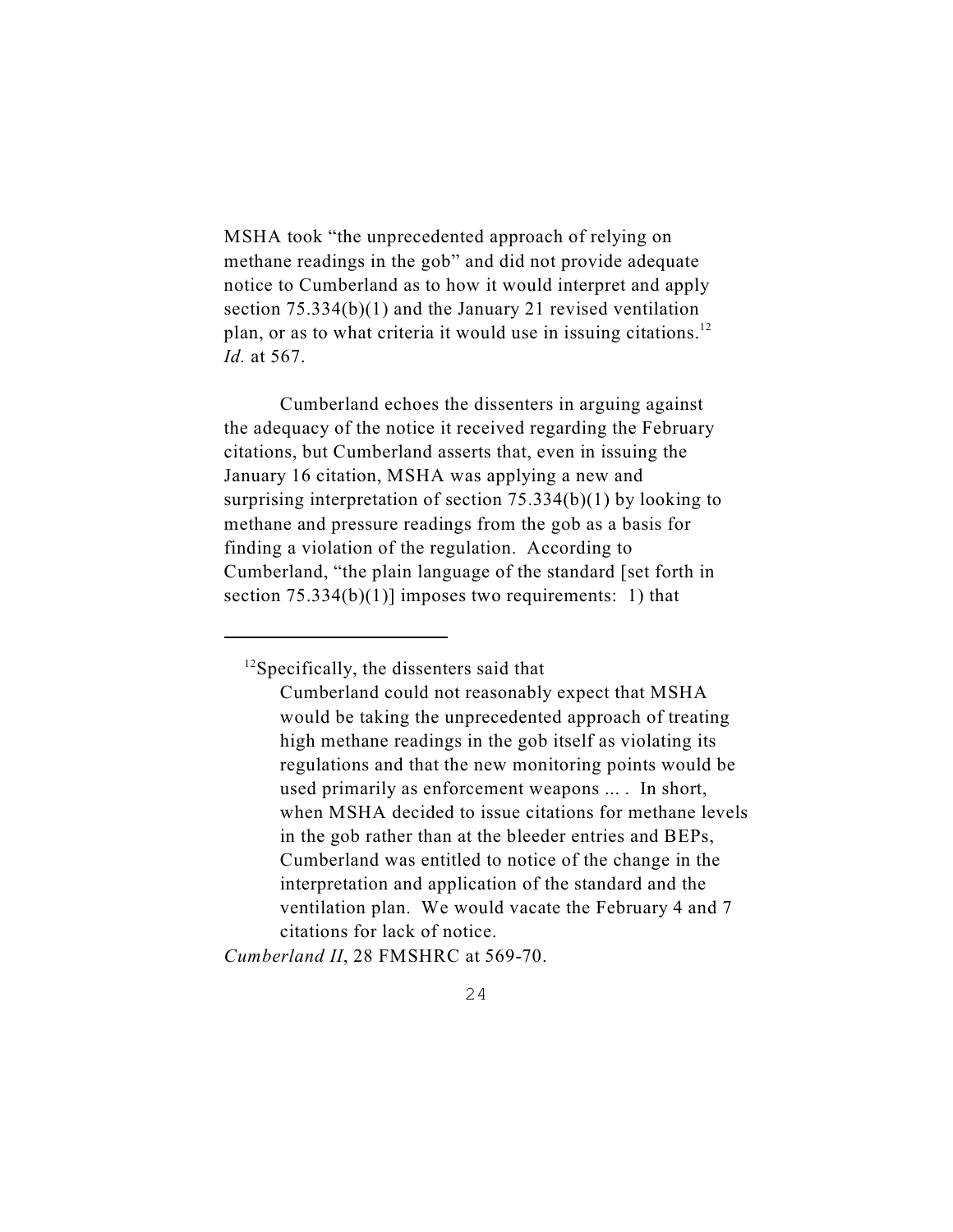MSHA took "the unprecedented approach of relying on methane readings in the gob" and did not provide adequate notice to Cumberland as to how it would interpret and apply section 75.334(b)(1) and the January 21 revised ventilation plan, or as to what criteria it would use in issuing citations.[12] *Id.* at 567.

Cumberland echoes the dissenters in arguing against the adequacy of the notice it received regarding the February citations, but Cumberland asserts that, even in issuing the January 16 citation, MSHA was applying a new and surprising interpretation of section 75.334(b)(1) by looking to methane and pressure readings from the gob as a basis for finding a violation of the regulation. According to Cumberland, "the plain language of the standard [set forth in section 75.334(b)(1)] imposes two requirements: 1) that

---

[12]Specifically, the dissenters said that

> Cumberland could not reasonably expect that MSHA would be taking the unprecedented approach of treating high methane readings in the gob itself as violating its regulations and that the new monitoring points would be used primarily as enforcement weapons ... . In short, when MSHA decided to issue citations for methane levels in the gob rather than at the bleeder entries and BEPs, Cumberland was entitled to notice of the change in the interpretation and application of the standard and the ventilation plan. We would vacate the February 4 and 7 citations for lack of notice.

*Cumberland II*, 28 FMSHRC at 569-70.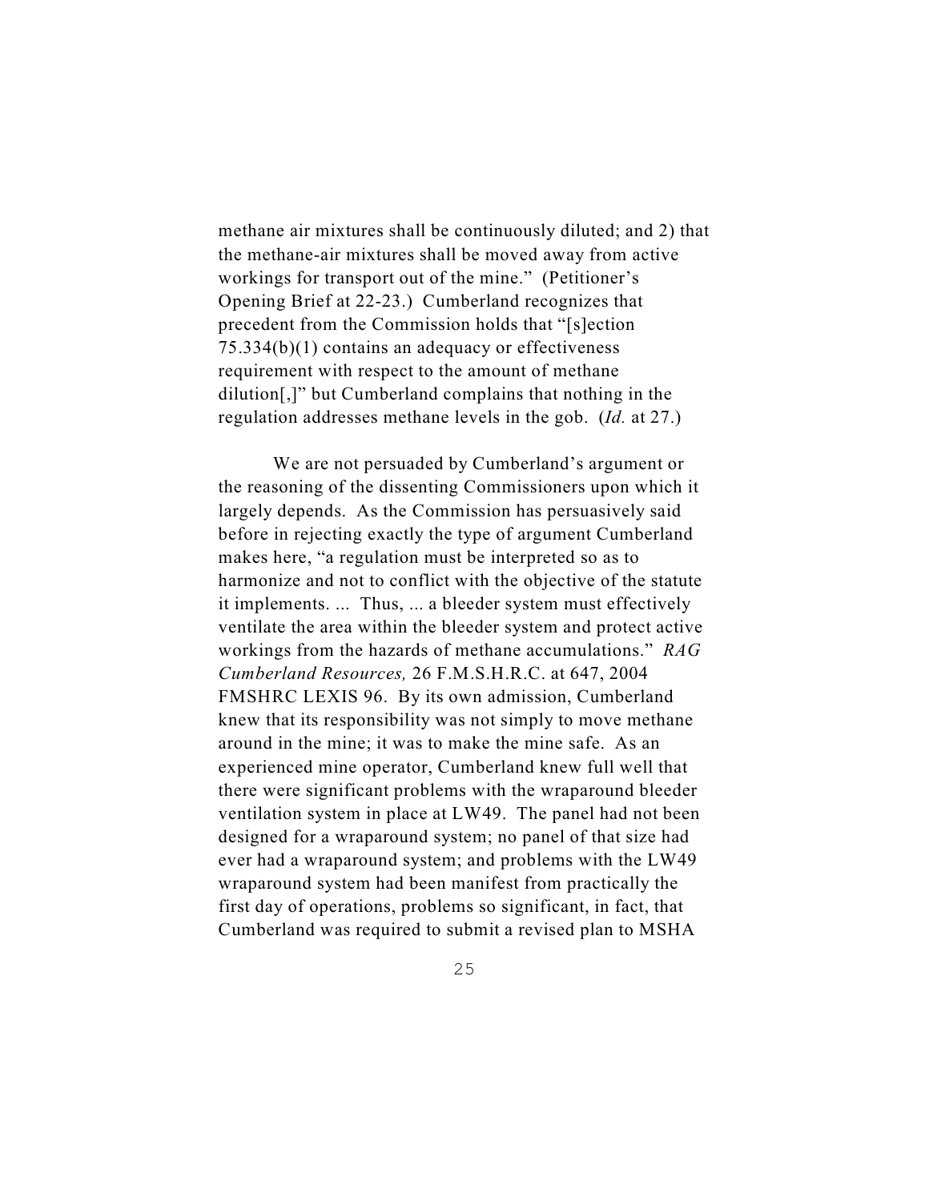methane air mixtures shall be continuously diluted; and 2) that the methane-air mixtures shall be moved away from active workings for transport out of the mine." (Petitioner's Opening Brief at 22-23.) Cumberland recognizes that precedent from the Commission holds that "[s]ection 75.334(b)(1) contains an adequacy or effectiveness requirement with respect to the amount of methane dilution[,]" but Cumberland complains that nothing in the regulation addresses methane levels in the gob. (*Id.* at 27.)

We are not persuaded by Cumberland's argument or the reasoning of the dissenting Commissioners upon which it largely depends. As the Commission has persuasively said before in rejecting exactly the type of argument Cumberland makes here, "a regulation must be interpreted so as to harmonize and not to conflict with the objective of the statute it implements. ... Thus, ... a bleeder system must effectively ventilate the area within the bleeder system and protect active workings from the hazards of methane accumulations." *RAG Cumberland Resources,* 26 F.M.S.H.R.C. at 647, 2004 FMSHRC LEXIS 96. By its own admission, Cumberland knew that its responsibility was not simply to move methane around in the mine; it was to make the mine safe. As an experienced mine operator, Cumberland knew full well that there were significant problems with the wraparound bleeder ventilation system in place at LW49. The panel had not been designed for a wraparound system; no panel of that size had ever had a wraparound system; and problems with the LW49 wraparound system had been manifest from practically the first day of operations, problems so significant, in fact, that Cumberland was required to submit a revised plan to MSHA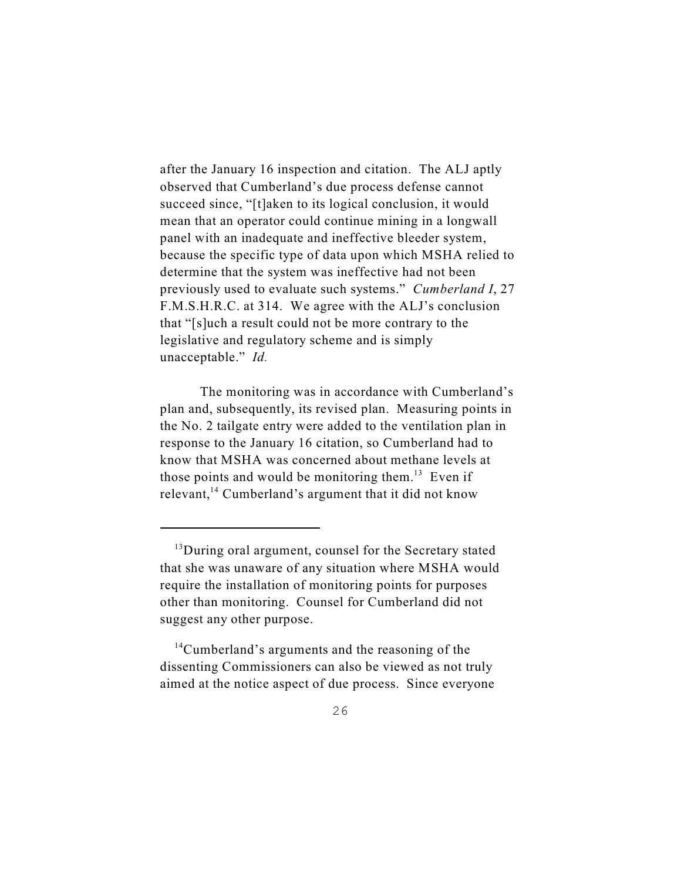after the January 16 inspection and citation. The ALJ aptly observed that Cumberland's due process defense cannot succeed since, "[t]aken to its logical conclusion, it would mean that an operator could continue mining in a longwall panel with an inadequate and ineffective bleeder system, because the specific type of data upon which MSHA relied to determine that the system was ineffective had not been previously used to evaluate such systems." *Cumberland I*, 27 F.M.S.H.R.C. at 314. We agree with the ALJ's conclusion that "[s]uch a result could not be more contrary to the legislative and regulatory scheme and is simply unacceptable." *Id.*

The monitoring was in accordance with Cumberland's plan and, subsequently, its revised plan. Measuring points in the No. 2 tailgate entry were added to the ventilation plan in response to the January 16 citation, so Cumberland had to know that MSHA was concerned about methane levels at those points and would be monitoring them.[13] Even if relevant,[14] Cumberland's argument that it did not know

---

[13]During oral argument, counsel for the Secretary stated that she was unaware of any situation where MSHA would require the installation of monitoring points for purposes other than monitoring. Counsel for Cumberland did not suggest any other purpose.

[14]Cumberland's arguments and the reasoning of the dissenting Commissioners can also be viewed as not truly aimed at the notice aspect of due process. Since everyone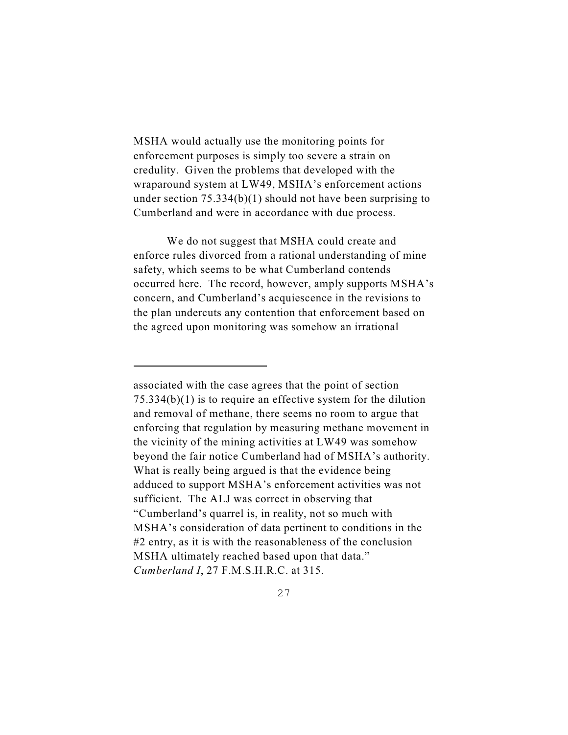MSHA would actually use the monitoring points for enforcement purposes is simply too severe a strain on credulity. Given the problems that developed with the wraparound system at LW49, MSHA's enforcement actions under section 75.334(b)(1) should not have been surprising to Cumberland and were in accordance with due process.

We do not suggest that MSHA could create and enforce rules divorced from a rational understanding of mine safety, which seems to be what Cumberland contends occurred here. The record, however, amply supports MSHA's concern, and Cumberland's acquiescence in the revisions to the plan undercuts any contention that enforcement based on the agreed upon monitoring was somehow an irrational

---

associated with the case agrees that the point of section 75.334(b)(1) is to require an effective system for the dilution and removal of methane, there seems no room to argue that enforcing that regulation by measuring methane movement in the vicinity of the mining activities at LW49 was somehow beyond the fair notice Cumberland had of MSHA's authority. What is really being argued is that the evidence being adduced to support MSHA's enforcement activities was not sufficient. The ALJ was correct in observing that "Cumberland's quarrel is, in reality, not so much with MSHA's consideration of data pertinent to conditions in the #2 entry, as it is with the reasonableness of the conclusion MSHA ultimately reached based upon that data." *Cumberland I*, 27 F.M.S.H.R.C. at 315.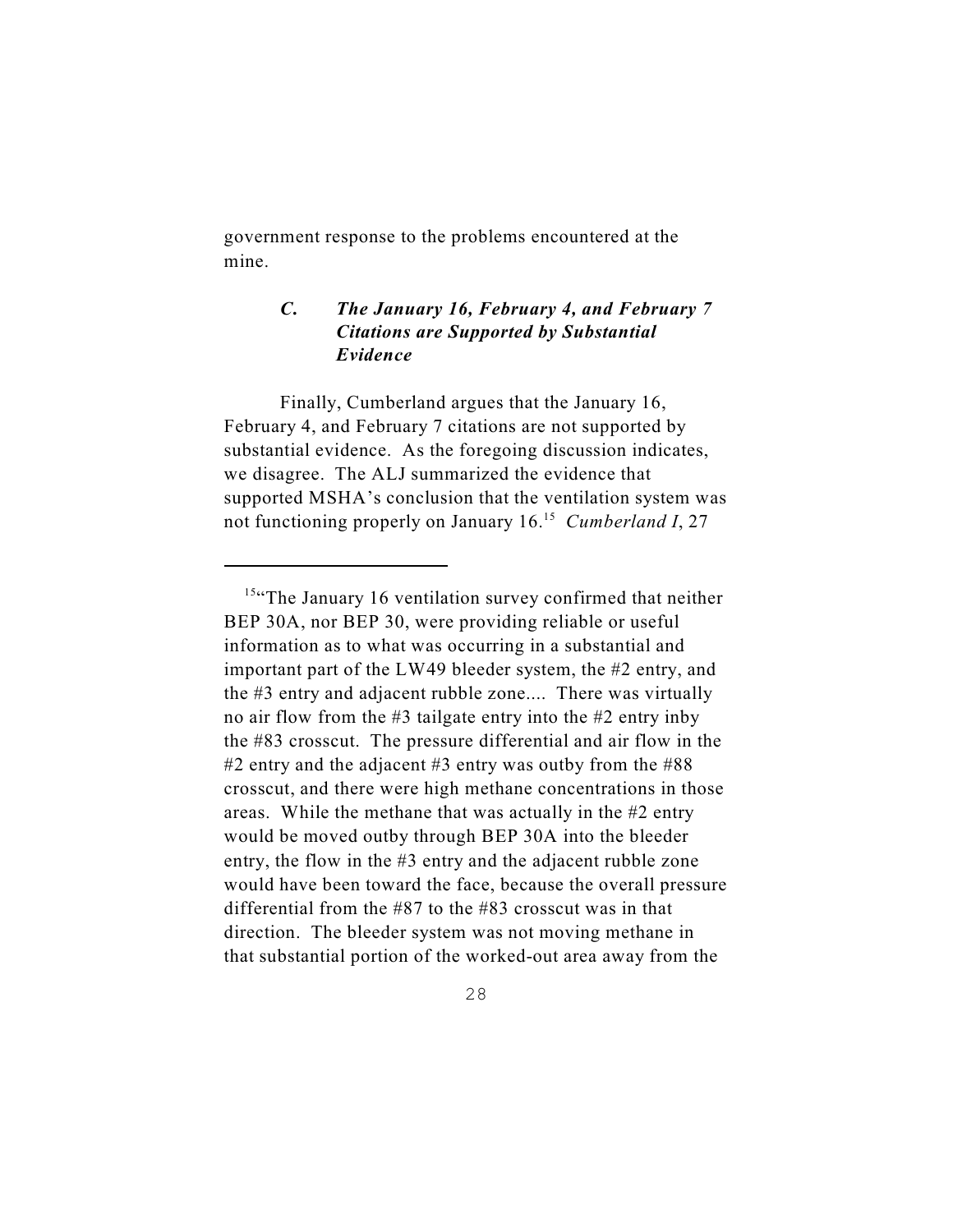government response to the problems encountered at the mine.

### *C. The January 16, February 4, and February 7 Citations are Supported by Substantial Evidence*

Finally, Cumberland argues that the January 16, February 4, and February 7 citations are not supported by substantial evidence. As the foregoing discussion indicates, we disagree. The ALJ summarized the evidence that supported MSHA's conclusion that the ventilation system was not functioning properly on January 16.[15] *Cumberland I*, 27

---

[15]"The January 16 ventilation survey confirmed that neither BEP 30A, nor BEP 30, were providing reliable or useful information as to what was occurring in a substantial and important part of the LW49 bleeder system, the #2 entry, and the #3 entry and adjacent rubble zone.... There was virtually no air flow from the #3 tailgate entry into the #2 entry inby the #83 crosscut. The pressure differential and air flow in the #2 entry and the adjacent #3 entry was outby from the #88 crosscut, and there were high methane concentrations in those areas. While the methane that was actually in the #2 entry would be moved outby through BEP 30A into the bleeder entry, the flow in the #3 entry and the adjacent rubble zone would have been toward the face, because the overall pressure differential from the #87 to the #83 crosscut was in that direction. The bleeder system was not moving methane in that substantial portion of the worked-out area away from the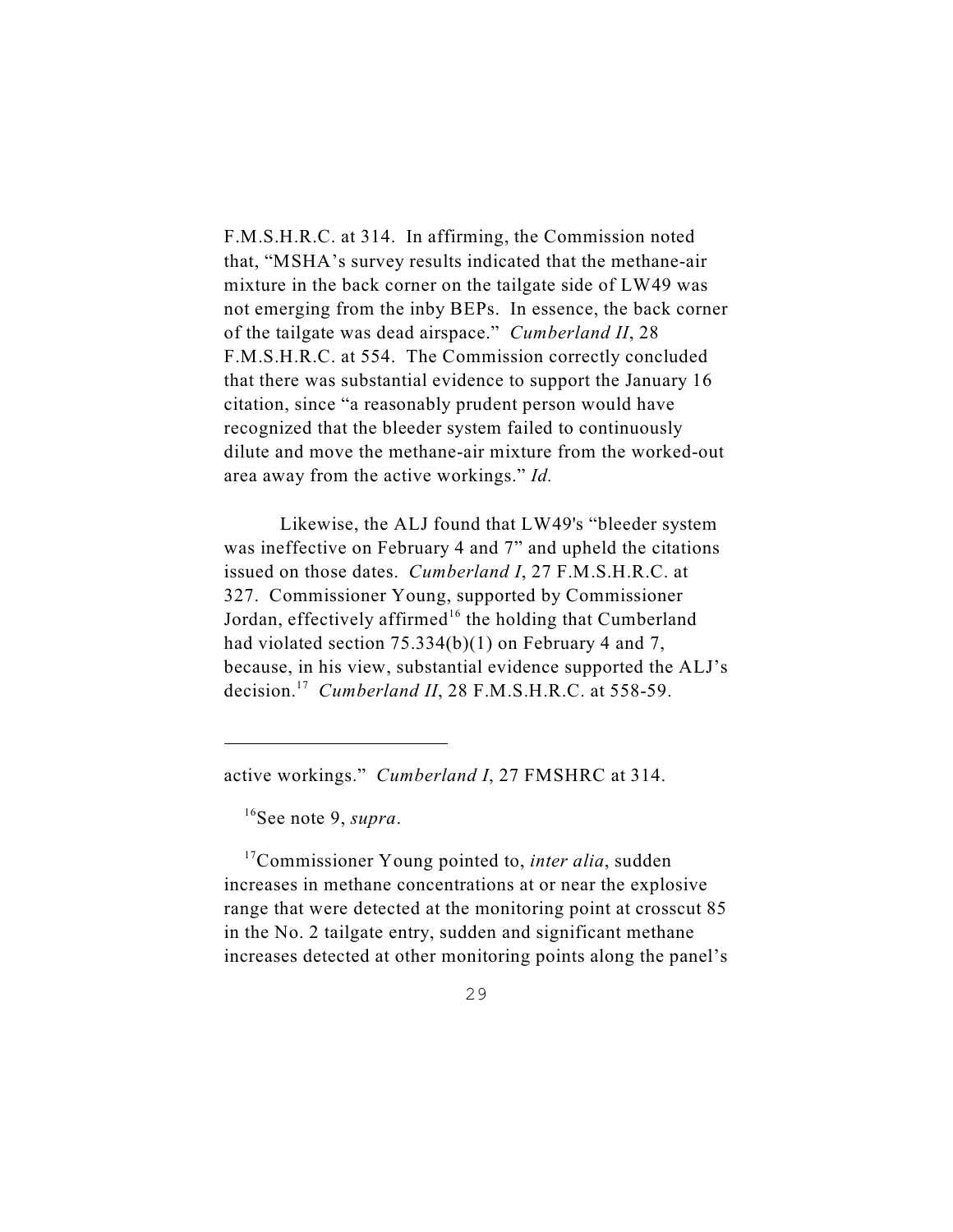F.M.S.H.R.C. at 314. In affirming, the Commission noted that, "MSHA's survey results indicated that the methane-air mixture in the back corner on the tailgate side of LW49 was not emerging from the inby BEPs. In essence, the back corner of the tailgate was dead airspace." *Cumberland II*, 28 F.M.S.H.R.C. at 554. The Commission correctly concluded that there was substantial evidence to support the January 16 citation, since "a reasonably prudent person would have recognized that the bleeder system failed to continuously dilute and move the methane-air mixture from the worked-out area away from the active workings." *Id.*

Likewise, the ALJ found that LW49's "bleeder system was ineffective on February 4 and 7" and upheld the citations issued on those dates. *Cumberland I*, 27 F.M.S.H.R.C. at 327. Commissioner Young, supported by Commissioner Jordan, effectively affirmed[16] the holding that Cumberland had violated section 75.334(b)(1) on February 4 and 7, because, in his view, substantial evidence supported the ALJ's decision.[17] *Cumberland II*, 28 F.M.S.H.R.C. at 558-59.

---

active workings." *Cumberland I*, 27 FMSHRC at 314.

[16]See note 9, *supra*.

[17]Commissioner Young pointed to, *inter alia*, sudden increases in methane concentrations at or near the explosive range that were detected at the monitoring point at crosscut 85 in the No. 2 tailgate entry, sudden and significant methane increases detected at other monitoring points along the panel's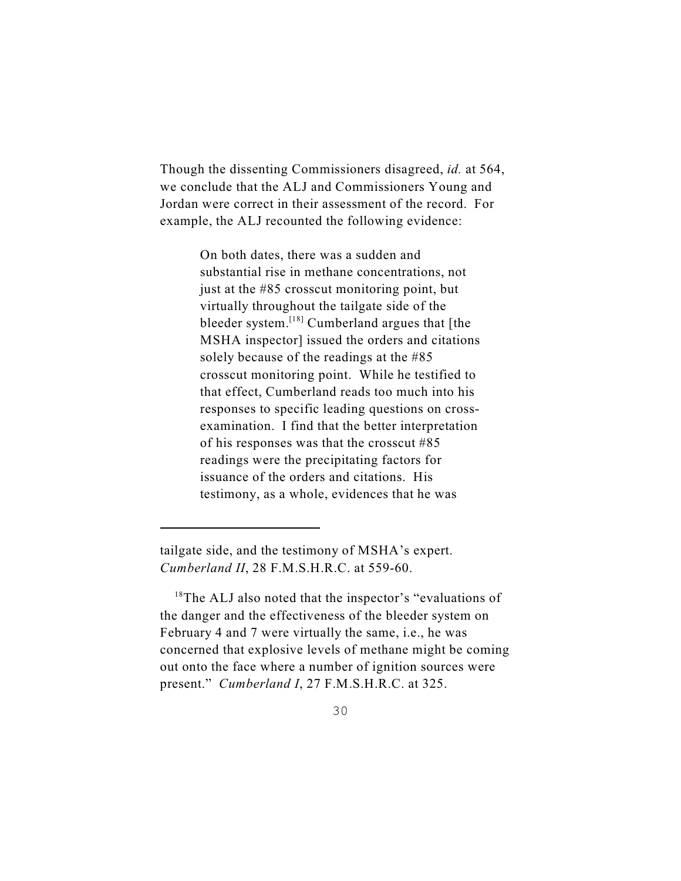Though the dissenting Commissioners disagreed, *id.* at 564, we conclude that the ALJ and Commissioners Young and Jordan were correct in their assessment of the record. For example, the ALJ recounted the following evidence:

> On both dates, there was a sudden and substantial rise in methane concentrations, not just at the #85 crosscut monitoring point, but virtually throughout the tailgate side of the bleeder system.[18] Cumberland argues that [the MSHA inspector] issued the orders and citations solely because of the readings at the #85 crosscut monitoring point. While he testified to that effect, Cumberland reads too much into his responses to specific leading questions on cross-examination. I find that the better interpretation of his responses was that the crosscut #85 readings were the precipitating factors for issuance of the orders and citations. His testimony, as a whole, evidences that he was

---

tailgate side, and the testimony of MSHA's expert. *Cumberland II*, 28 F.M.S.H.R.C. at 559-60.

[18]The ALJ also noted that the inspector's "evaluations of the danger and the effectiveness of the bleeder system on February 4 and 7 were virtually the same, i.e., he was concerned that explosive levels of methane might be coming out onto the face where a number of ignition sources were present." *Cumberland I*, 27 F.M.S.H.R.C. at 325.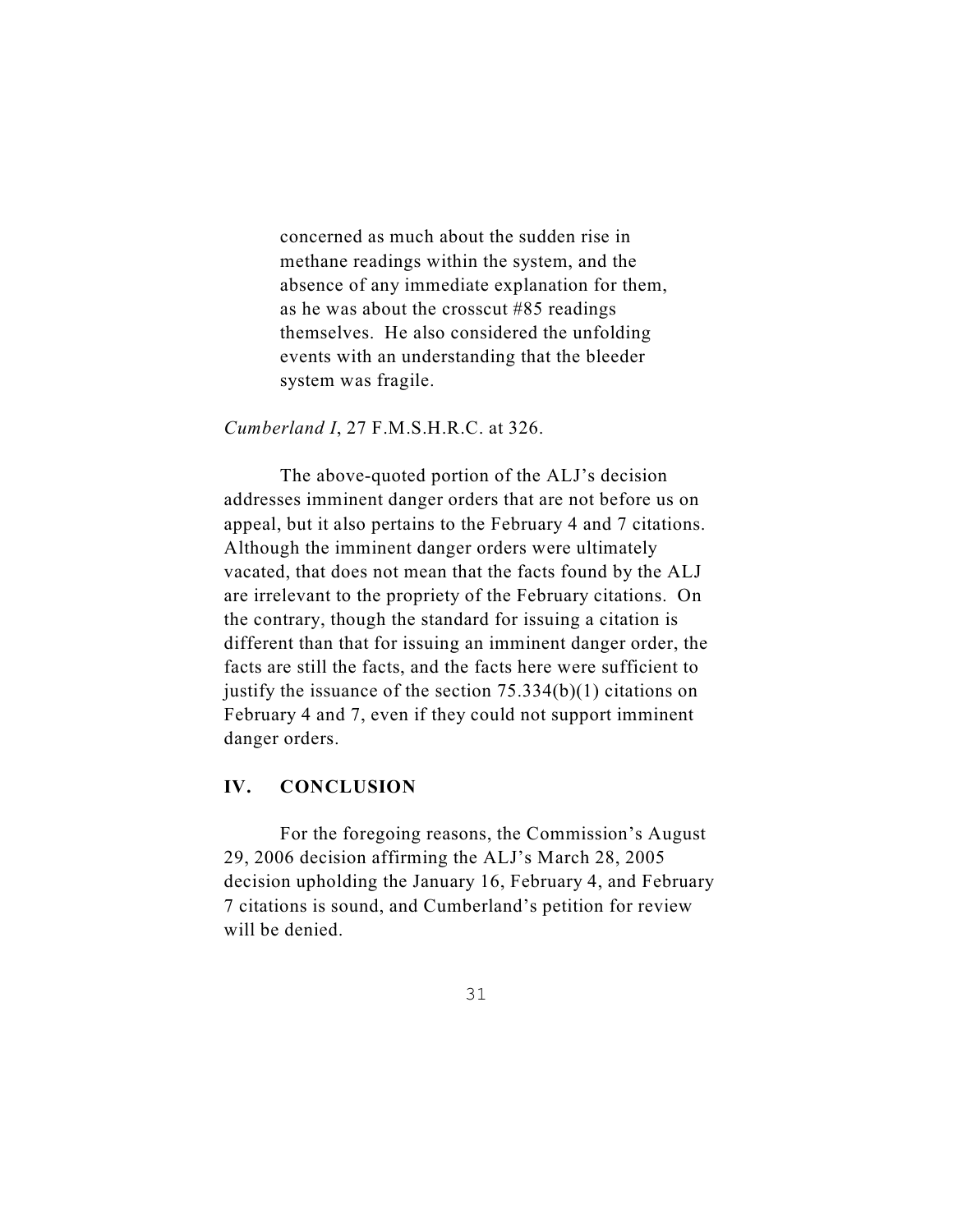> concerned as much about the sudden rise in methane readings within the system, and the absence of any immediate explanation for them, as he was about the crosscut #85 readings themselves. He also considered the unfolding events with an understanding that the bleeder system was fragile.

*Cumberland I*, 27 F.M.S.H.R.C. at 326.

The above-quoted portion of the ALJ's decision addresses imminent danger orders that are not before us on appeal, but it also pertains to the February 4 and 7 citations. Although the imminent danger orders were ultimately vacated, that does not mean that the facts found by the ALJ are irrelevant to the propriety of the February citations. On the contrary, though the standard for issuing a citation is different than that for issuing an imminent danger order, the facts are still the facts, and the facts here were sufficient to justify the issuance of the section 75.334(b)(1) citations on February 4 and 7, even if they could not support imminent danger orders.

## IV. CONCLUSION

For the foregoing reasons, the Commission's August 29, 2006 decision affirming the ALJ's March 28, 2005 decision upholding the January 16, February 4, and February 7 citations is sound, and Cumberland's petition for review will be denied.